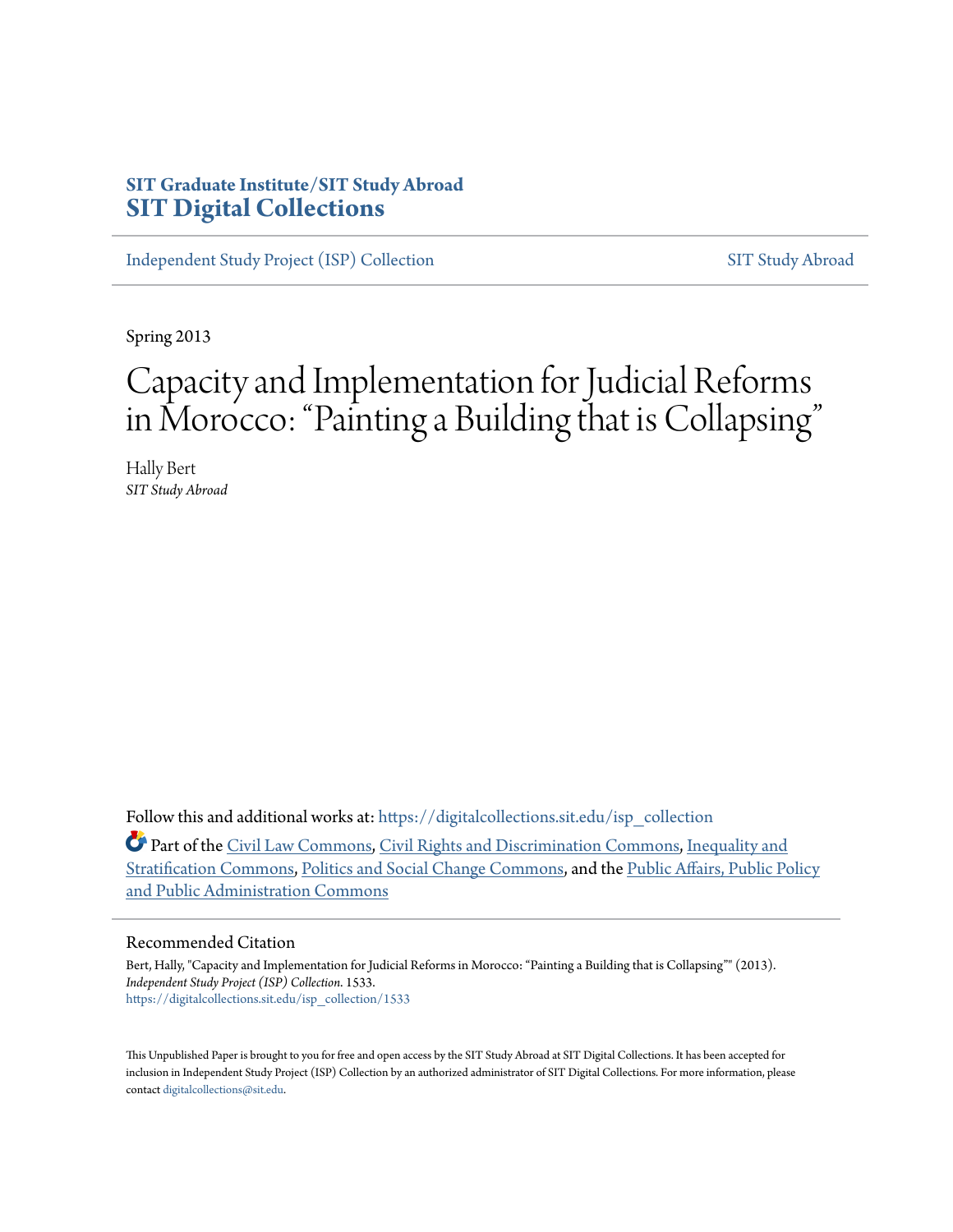SIT Graduate Institute/SIT Study Abroad
**SIT Digital Collections**

Independent Study Project (ISP) Collection SIT Study Abroad

Spring 2013

# Capacity and Implementation for Judicial Reforms in Morocco: "Painting a Building that is Collapsing"

Hally Bert
*SIT Study Abroad*

Follow this and additional works at: https://digitalcollections.sit.edu/isp_collection

Part of the Civil Law Commons, Civil Rights and Discrimination Commons, Inequality and Stratification Commons, Politics and Social Change Commons, and the Public Affairs, Public Policy and Public Administration Commons

## Recommended Citation

Bert, Hally, "Capacity and Implementation for Judicial Reforms in Morocco: "Painting a Building that is Collapsing"" (2013). *Independent Study Project (ISP) Collection*. 1533.
https://digitalcollections.sit.edu/isp_collection/1533

This Unpublished Paper is brought to you for free and open access by the SIT Study Abroad at SIT Digital Collections. It has been accepted for inclusion in Independent Study Project (ISP) Collection by an authorized administrator of SIT Digital Collections. For more information, please contact digitalcollections@sit.edu.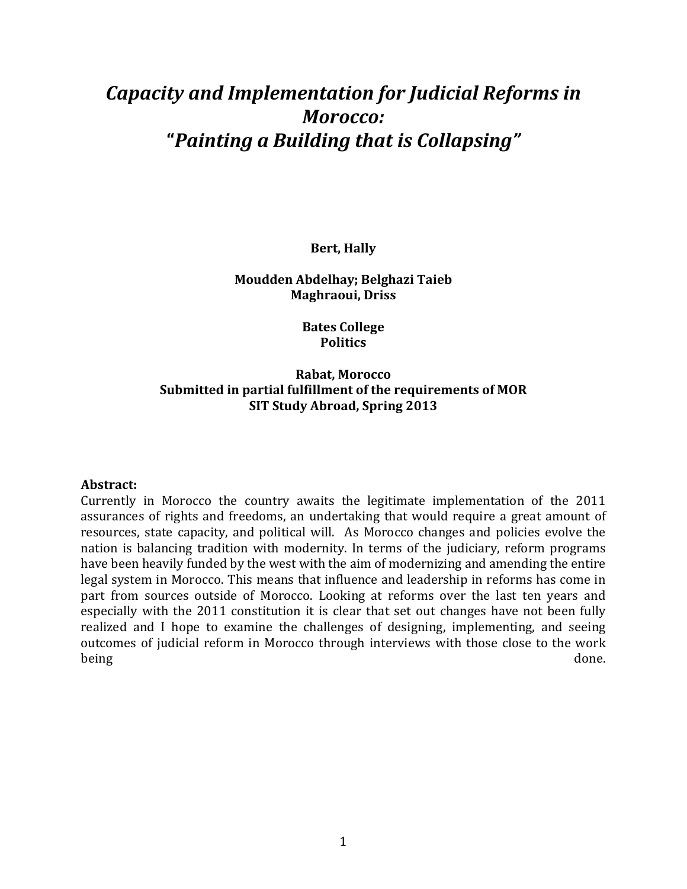# *Capacity and Implementation for Judicial Reforms in Morocco: "Painting a Building that is Collapsing"*

**Bert, Hally**

**Moudden Abdelhay; Belghazi Taieb**
**Maghraoui, Driss**

**Bates College**
**Politics**

**Rabat, Morocco**
**Submitted in partial fulfillment of the requirements of MOR**
**SIT Study Abroad, Spring 2013**

**Abstract:**
Currently in Morocco the country awaits the legitimate implementation of the 2011 assurances of rights and freedoms, an undertaking that would require a great amount of resources, state capacity, and political will. As Morocco changes and policies evolve the nation is balancing tradition with modernity. In terms of the judiciary, reform programs have been heavily funded by the west with the aim of modernizing and amending the entire legal system in Morocco. This means that influence and leadership in reforms has come in part from sources outside of Morocco. Looking at reforms over the last ten years and especially with the 2011 constitution it is clear that set out changes have not been fully realized and I hope to examine the challenges of designing, implementing, and seeing outcomes of judicial reform in Morocco through interviews with those close to the work being done.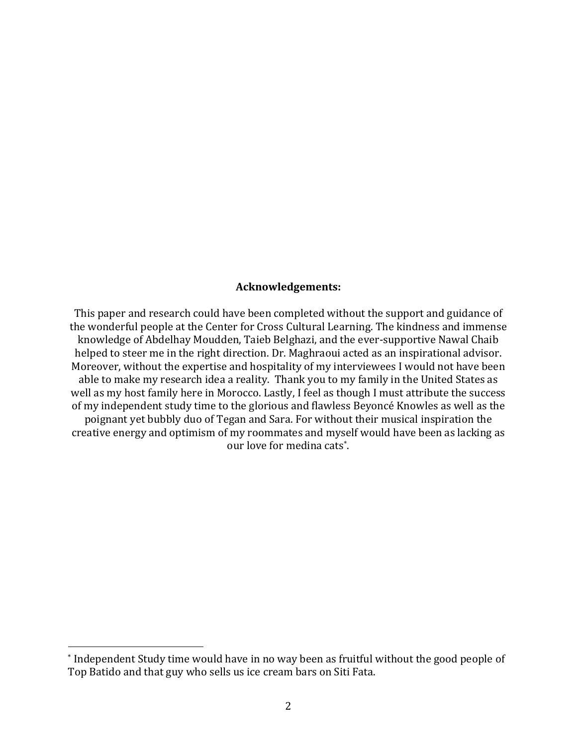**Acknowledgements:**

This paper and research could have been completed without the support and guidance of the wonderful people at the Center for Cross Cultural Learning. The kindness and immense knowledge of Abdelhay Moudden, Taieb Belghazi, and the ever-supportive Nawal Chaib helped to steer me in the right direction. Dr. Maghraoui acted as an inspirational advisor. Moreover, without the expertise and hospitality of my interviewees I would not have been able to make my research idea a reality. Thank you to my family in the United States as well as my host family here in Morocco. Lastly, I feel as though I must attribute the success of my independent study time to the glorious and flawless Beyoncé Knowles as well as the poignant yet bubbly duo of Tegan and Sara. For without their musical inspiration the creative energy and optimism of my roommates and myself would have been as lacking as our love for medina cats[*].

---

[*] Independent Study time would have in no way been as fruitful without the good people of Top Batido and that guy who sells us ice cream bars on Siti Fata.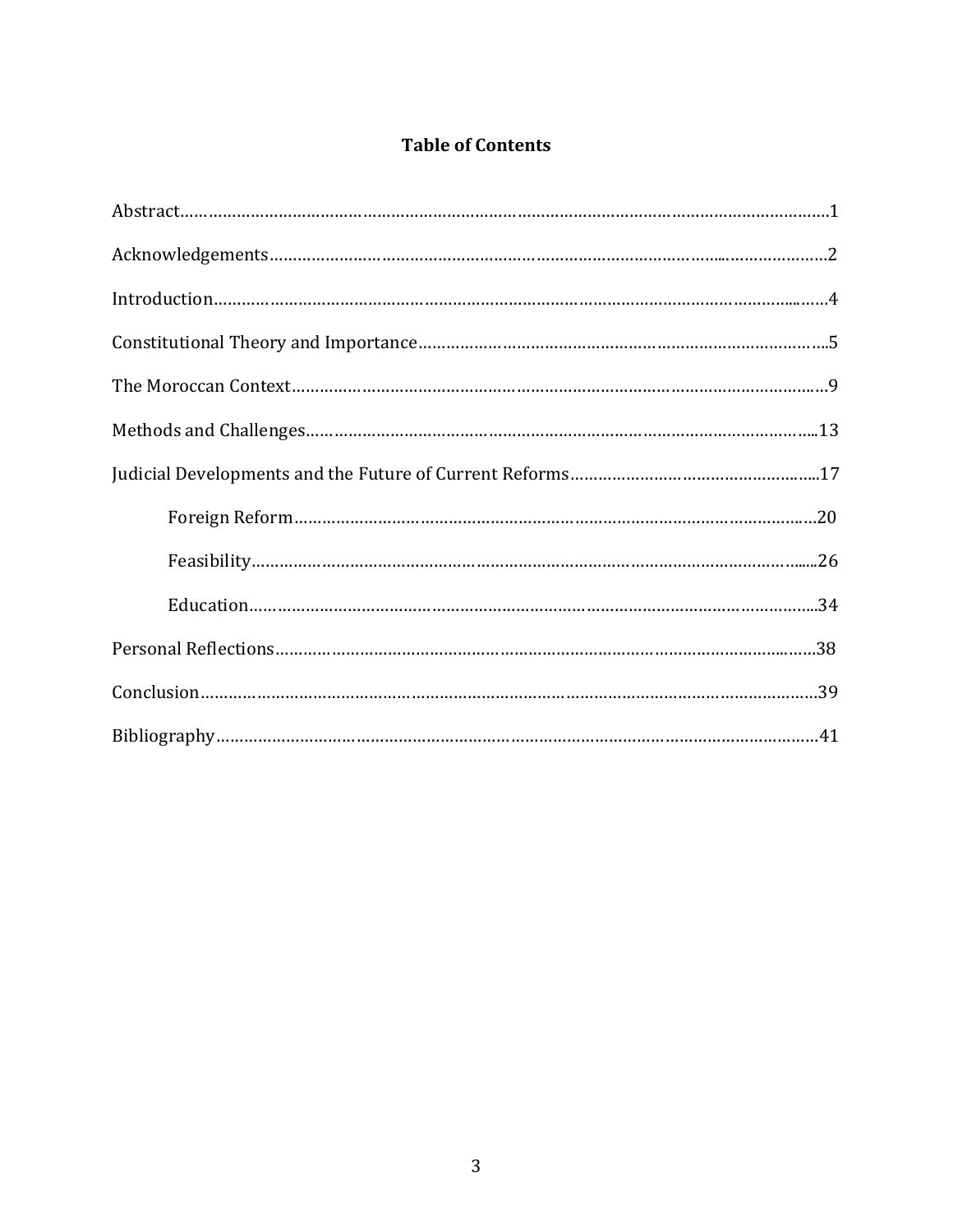# Table of Contents

Abstract……………………………………………………………………………………………………………………1

Acknowledgements…………………………………………………………………………………………………2

Introduction……………………………………………………………………………………………………………4

Constitutional Theory and Importance……………………………………………………………………..5

The Moroccan Context………………………………………………………………………………………………9

Methods and Challenges…………………………………………………………………………………………...13

Judicial Developments and the Future of Current Reforms……………………………………………...17

- Foreign Reform……………………………………………………………………………………………………20
- Feasibility………………………………………………………………………………………………………......26
- Education………………………………………………………………………………………………………...34

Personal Reflections…………………………………………………………………………………………………38

Conclusion………………………………………………………………………………………………………………39

Bibliography……………………………………………………………………………………………………………41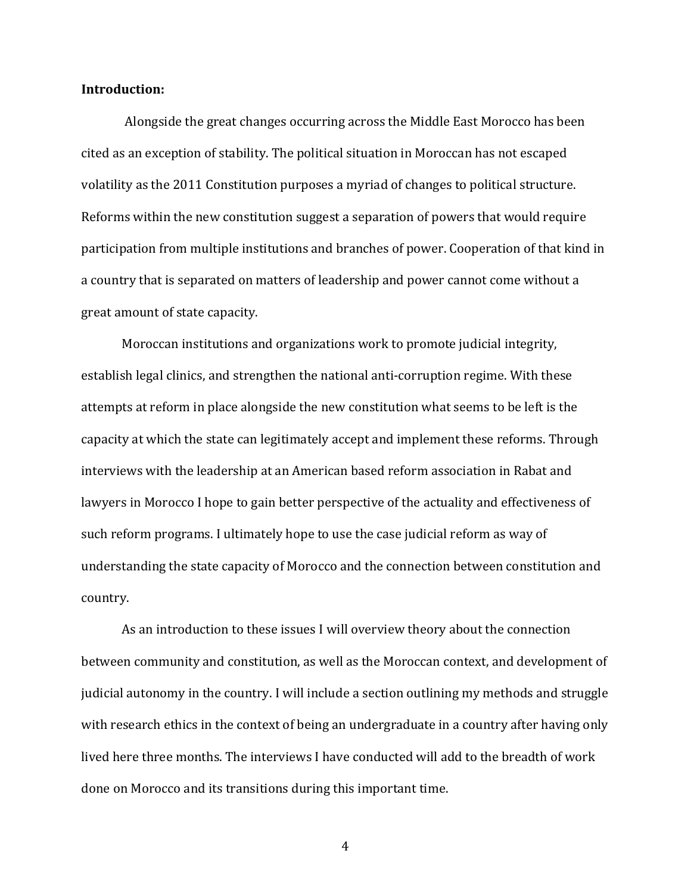**Introduction:**

Alongside the great changes occurring across the Middle East Morocco has been cited as an exception of stability. The political situation in Moroccan has not escaped volatility as the 2011 Constitution purposes a myriad of changes to political structure. Reforms within the new constitution suggest a separation of powers that would require participation from multiple institutions and branches of power. Cooperation of that kind in a country that is separated on matters of leadership and power cannot come without a great amount of state capacity.

Moroccan institutions and organizations work to promote judicial integrity, establish legal clinics, and strengthen the national anti-corruption regime. With these attempts at reform in place alongside the new constitution what seems to be left is the capacity at which the state can legitimately accept and implement these reforms. Through interviews with the leadership at an American based reform association in Rabat and lawyers in Morocco I hope to gain better perspective of the actuality and effectiveness of such reform programs. I ultimately hope to use the case judicial reform as way of understanding the state capacity of Morocco and the connection between constitution and country.

As an introduction to these issues I will overview theory about the connection between community and constitution, as well as the Moroccan context, and development of judicial autonomy in the country. I will include a section outlining my methods and struggle with research ethics in the context of being an undergraduate in a country after having only lived here three months. The interviews I have conducted will add to the breadth of work done on Morocco and its transitions during this important time.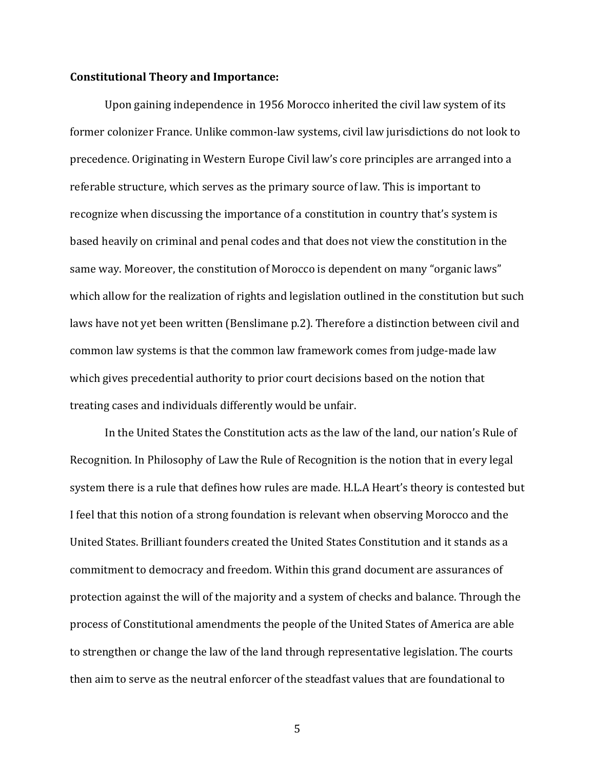**Constitutional Theory and Importance:**

Upon gaining independence in 1956 Morocco inherited the civil law system of its former colonizer France. Unlike common-law systems, civil law jurisdictions do not look to precedence. Originating in Western Europe Civil law's core principles are arranged into a referable structure, which serves as the primary source of law. This is important to recognize when discussing the importance of a constitution in country that's system is based heavily on criminal and penal codes and that does not view the constitution in the same way. Moreover, the constitution of Morocco is dependent on many "organic laws" which allow for the realization of rights and legislation outlined in the constitution but such laws have not yet been written (Benslimane p.2). Therefore a distinction between civil and common law systems is that the common law framework comes from judge-made law which gives precedential authority to prior court decisions based on the notion that treating cases and individuals differently would be unfair.

In the United States the Constitution acts as the law of the land, our nation's Rule of Recognition. In Philosophy of Law the Rule of Recognition is the notion that in every legal system there is a rule that defines how rules are made. H.L.A Heart's theory is contested but I feel that this notion of a strong foundation is relevant when observing Morocco and the United States. Brilliant founders created the United States Constitution and it stands as a commitment to democracy and freedom. Within this grand document are assurances of protection against the will of the majority and a system of checks and balance. Through the process of Constitutional amendments the people of the United States of America are able to strengthen or change the law of the land through representative legislation. The courts then aim to serve as the neutral enforcer of the steadfast values that are foundational to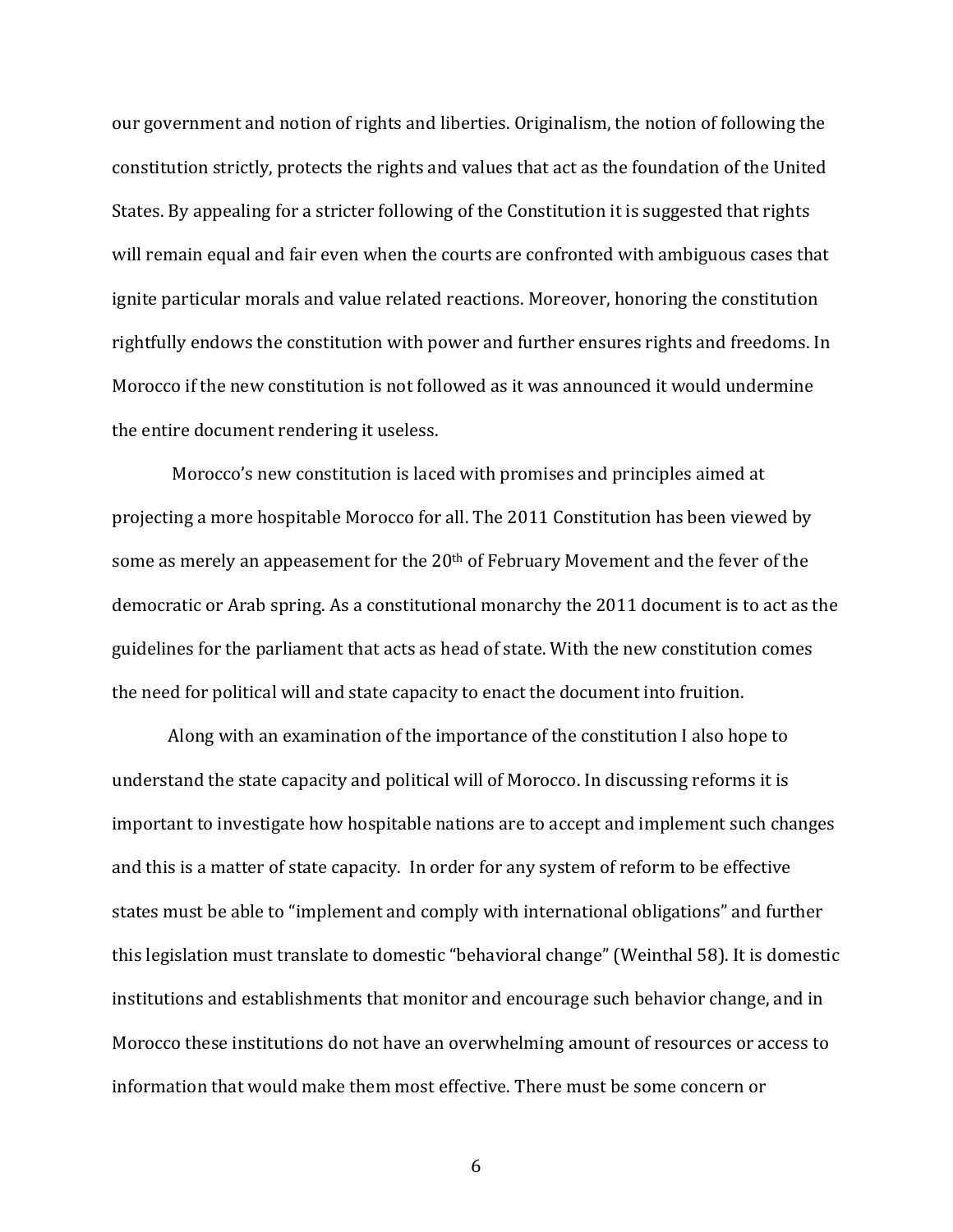our government and notion of rights and liberties. Originalism, the notion of following the constitution strictly, protects the rights and values that act as the foundation of the United States. By appealing for a stricter following of the Constitution it is suggested that rights will remain equal and fair even when the courts are confronted with ambiguous cases that ignite particular morals and value related reactions. Moreover, honoring the constitution rightfully endows the constitution with power and further ensures rights and freedoms. In Morocco if the new constitution is not followed as it was announced it would undermine the entire document rendering it useless.

Morocco's new constitution is laced with promises and principles aimed at projecting a more hospitable Morocco for all. The 2011 Constitution has been viewed by some as merely an appeasement for the 20th of February Movement and the fever of the democratic or Arab spring. As a constitutional monarchy the 2011 document is to act as the guidelines for the parliament that acts as head of state. With the new constitution comes the need for political will and state capacity to enact the document into fruition.

Along with an examination of the importance of the constitution I also hope to understand the state capacity and political will of Morocco. In discussing reforms it is important to investigate how hospitable nations are to accept and implement such changes and this is a matter of state capacity. In order for any system of reform to be effective states must be able to "implement and comply with international obligations" and further this legislation must translate to domestic "behavioral change" (Weinthal 58). It is domestic institutions and establishments that monitor and encourage such behavior change, and in Morocco these institutions do not have an overwhelming amount of resources or access to information that would make them most effective. There must be some concern or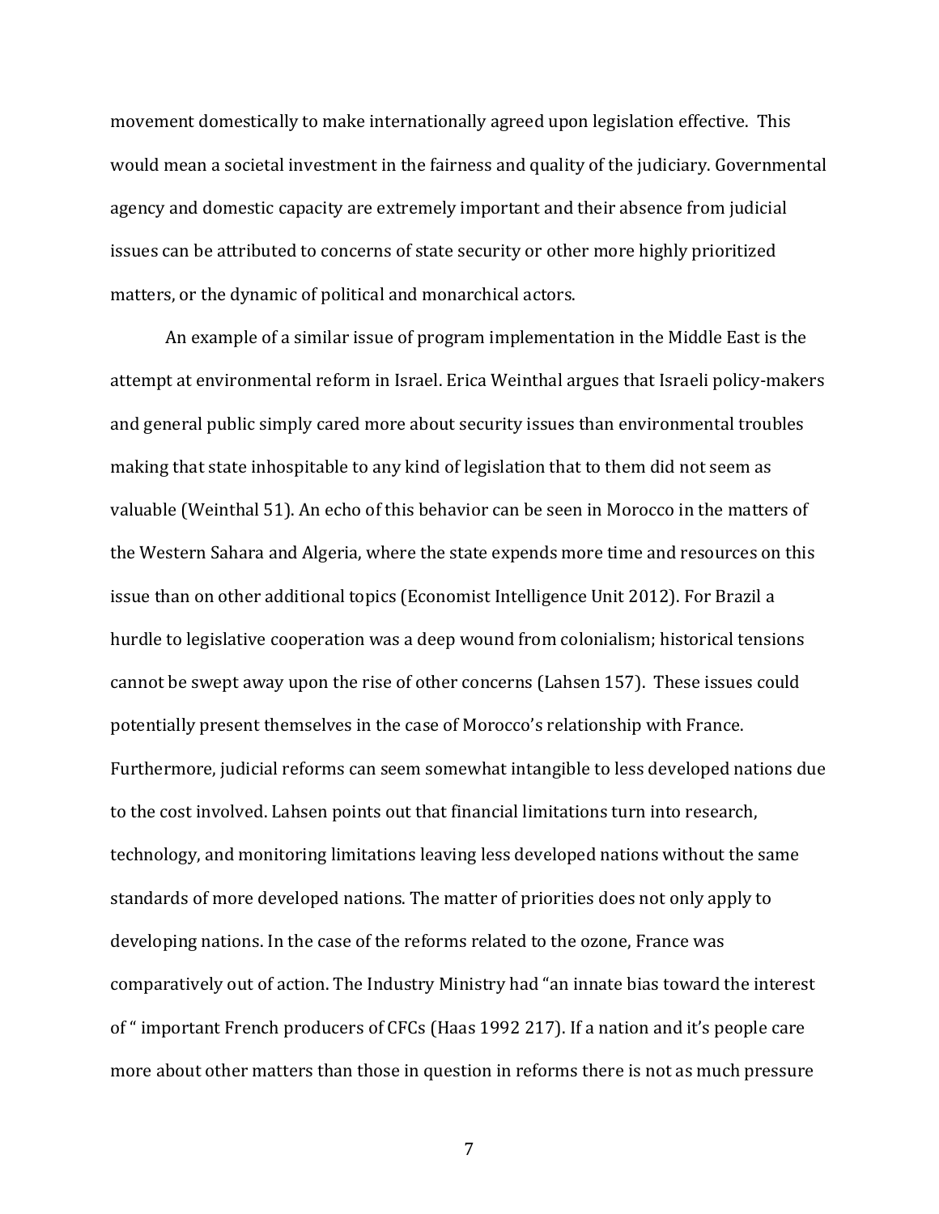movement domestically to make internationally agreed upon legislation effective. This would mean a societal investment in the fairness and quality of the judiciary. Governmental agency and domestic capacity are extremely important and their absence from judicial issues can be attributed to concerns of state security or other more highly prioritized matters, or the dynamic of political and monarchical actors.

An example of a similar issue of program implementation in the Middle East is the attempt at environmental reform in Israel. Erica Weinthal argues that Israeli policy-makers and general public simply cared more about security issues than environmental troubles making that state inhospitable to any kind of legislation that to them did not seem as valuable (Weinthal 51). An echo of this behavior can be seen in Morocco in the matters of the Western Sahara and Algeria, where the state expends more time and resources on this issue than on other additional topics (Economist Intelligence Unit 2012). For Brazil a hurdle to legislative cooperation was a deep wound from colonialism; historical tensions cannot be swept away upon the rise of other concerns (Lahsen 157). These issues could potentially present themselves in the case of Morocco's relationship with France. Furthermore, judicial reforms can seem somewhat intangible to less developed nations due to the cost involved. Lahsen points out that financial limitations turn into research, technology, and monitoring limitations leaving less developed nations without the same standards of more developed nations. The matter of priorities does not only apply to developing nations. In the case of the reforms related to the ozone, France was comparatively out of action. The Industry Ministry had "an innate bias toward the interest of " important French producers of CFCs (Haas 1992 217). If a nation and it's people care more about other matters than those in question in reforms there is not as much pressure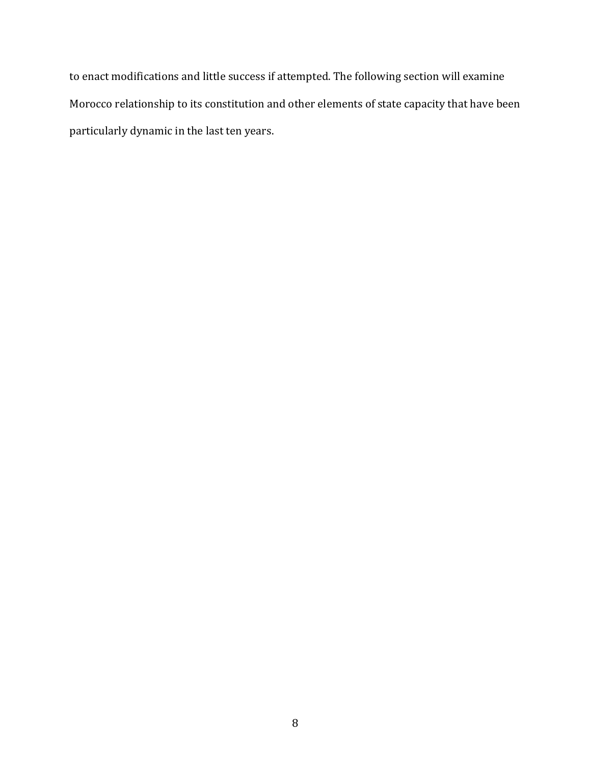to enact modifications and little success if attempted. The following section will examine Morocco relationship to its constitution and other elements of state capacity that have been particularly dynamic in the last ten years.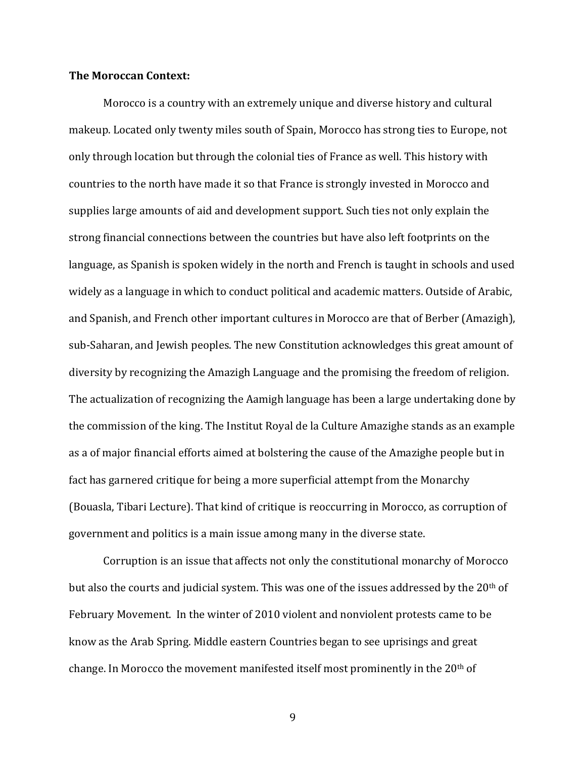**The Moroccan Context:**

Morocco is a country with an extremely unique and diverse history and cultural makeup. Located only twenty miles south of Spain, Morocco has strong ties to Europe, not only through location but through the colonial ties of France as well. This history with countries to the north have made it so that France is strongly invested in Morocco and supplies large amounts of aid and development support. Such ties not only explain the strong financial connections between the countries but have also left footprints on the language, as Spanish is spoken widely in the north and French is taught in schools and used widely as a language in which to conduct political and academic matters. Outside of Arabic, and Spanish, and French other important cultures in Morocco are that of Berber (Amazigh), sub-Saharan, and Jewish peoples. The new Constitution acknowledges this great amount of diversity by recognizing the Amazigh Language and the promising the freedom of religion. The actualization of recognizing the Aamigh language has been a large undertaking done by the commission of the king. The Institut Royal de la Culture Amazighe stands as an example as a of major financial efforts aimed at bolstering the cause of the Amazighe people but in fact has garnered critique for being a more superficial attempt from the Monarchy (Bouasla, Tibari Lecture). That kind of critique is reoccurring in Morocco, as corruption of government and politics is a main issue among many in the diverse state.

Corruption is an issue that affects not only the constitutional monarchy of Morocco but also the courts and judicial system. This was one of the issues addressed by the 20th of February Movement. In the winter of 2010 violent and nonviolent protests came to be know as the Arab Spring. Middle eastern Countries began to see uprisings and great change. In Morocco the movement manifested itself most prominently in the 20th of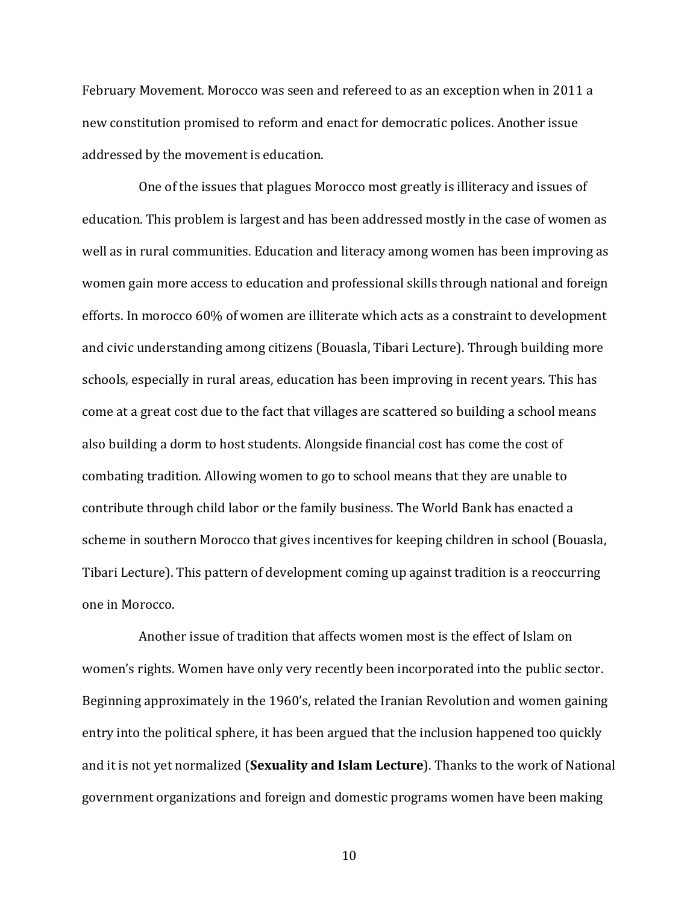February Movement. Morocco was seen and refereed to as an exception when in 2011 a new constitution promised to reform and enact for democratic polices. Another issue addressed by the movement is education.

One of the issues that plagues Morocco most greatly is illiteracy and issues of education. This problem is largest and has been addressed mostly in the case of women as well as in rural communities. Education and literacy among women has been improving as women gain more access to education and professional skills through national and foreign efforts. In morocco 60% of women are illiterate which acts as a constraint to development and civic understanding among citizens (Bouasla, Tibari Lecture). Through building more schools, especially in rural areas, education has been improving in recent years. This has come at a great cost due to the fact that villages are scattered so building a school means also building a dorm to host students. Alongside financial cost has come the cost of combating tradition. Allowing women to go to school means that they are unable to contribute through child labor or the family business. The World Bank has enacted a scheme in southern Morocco that gives incentives for keeping children in school (Bouasla, Tibari Lecture). This pattern of development coming up against tradition is a reoccurring one in Morocco.

Another issue of tradition that affects women most is the effect of Islam on women's rights. Women have only very recently been incorporated into the public sector. Beginning approximately in the 1960's, related the Iranian Revolution and women gaining entry into the political sphere, it has been argued that the inclusion happened too quickly and it is not yet normalized (**Sexuality and Islam Lecture**). Thanks to the work of National government organizations and foreign and domestic programs women have been making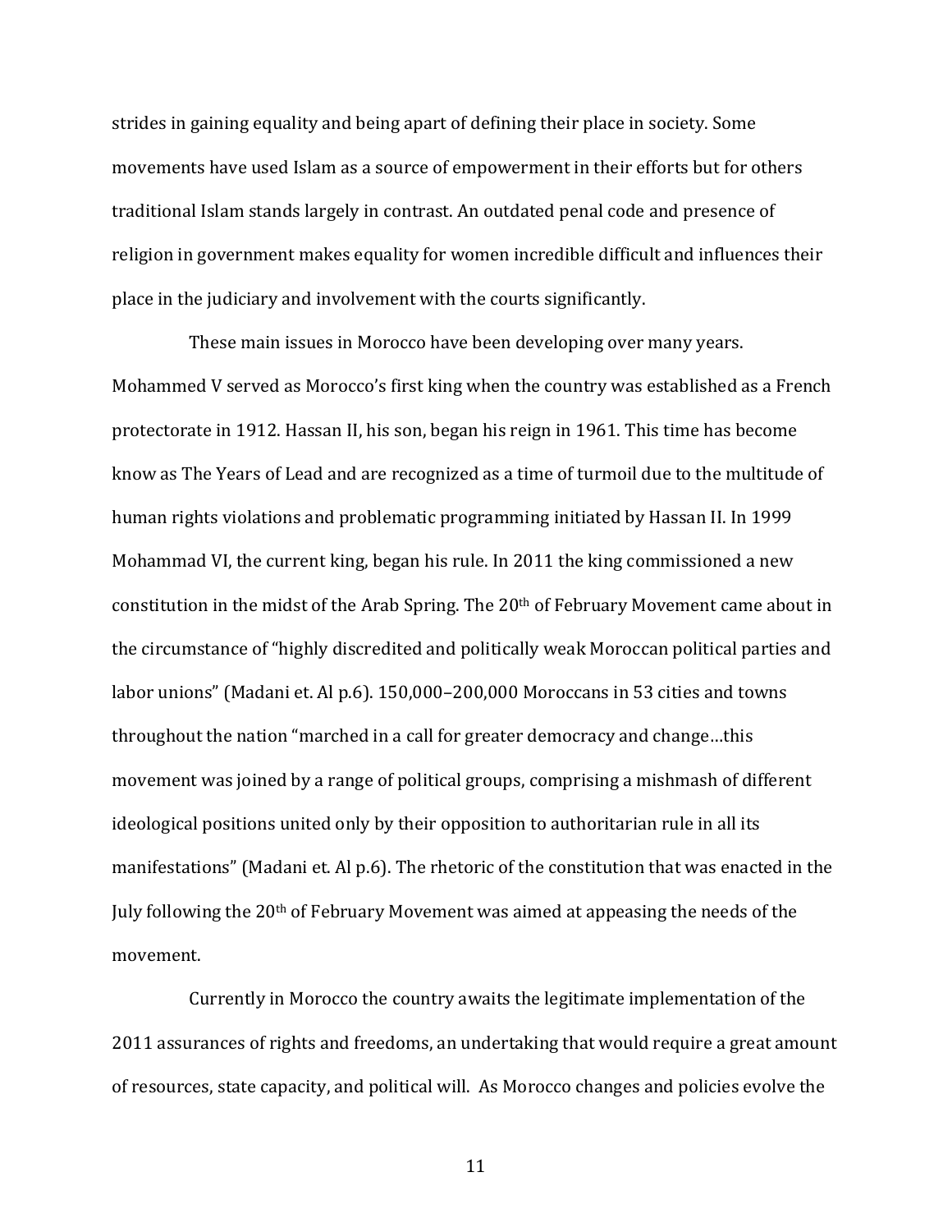strides in gaining equality and being apart of defining their place in society. Some movements have used Islam as a source of empowerment in their efforts but for others traditional Islam stands largely in contrast. An outdated penal code and presence of religion in government makes equality for women incredible difficult and influences their place in the judiciary and involvement with the courts significantly.

These main issues in Morocco have been developing over many years. Mohammed V served as Morocco's first king when the country was established as a French protectorate in 1912. Hassan II, his son, began his reign in 1961. This time has become know as The Years of Lead and are recognized as a time of turmoil due to the multitude of human rights violations and problematic programming initiated by Hassan II. In 1999 Mohammad VI, the current king, began his rule. In 2011 the king commissioned a new constitution in the midst of the Arab Spring. The 20th of February Movement came about in the circumstance of "highly discredited and politically weak Moroccan political parties and labor unions" (Madani et. Al p.6). 150,000–200,000 Moroccans in 53 cities and towns throughout the nation "marched in a call for greater democracy and change…this movement was joined by a range of political groups, comprising a mishmash of different ideological positions united only by their opposition to authoritarian rule in all its manifestations" (Madani et. Al p.6). The rhetoric of the constitution that was enacted in the July following the 20th of February Movement was aimed at appeasing the needs of the movement.

Currently in Morocco the country awaits the legitimate implementation of the 2011 assurances of rights and freedoms, an undertaking that would require a great amount of resources, state capacity, and political will. As Morocco changes and policies evolve the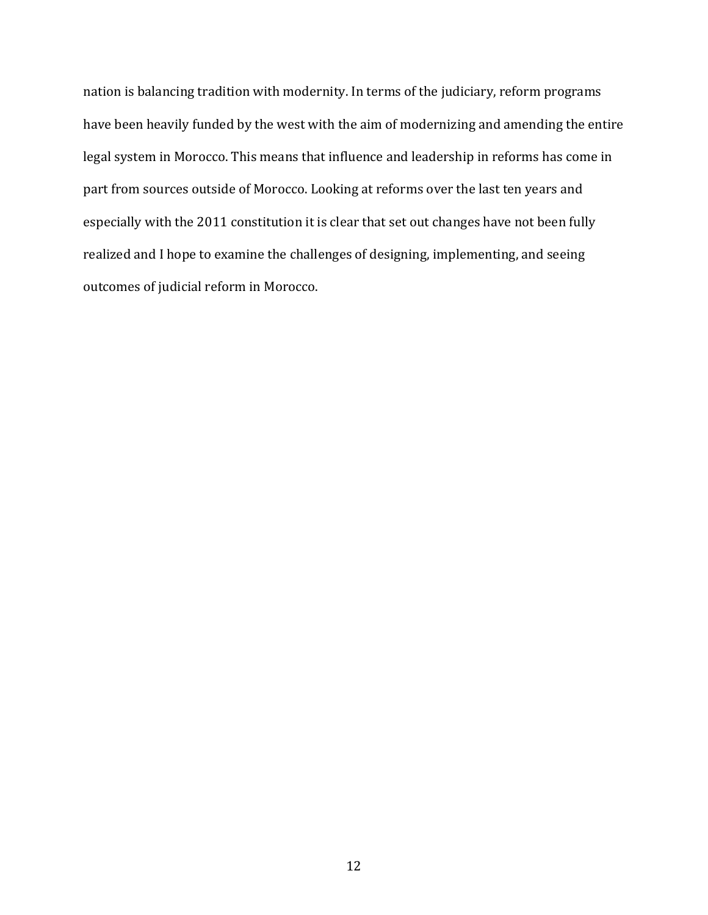nation is balancing tradition with modernity. In terms of the judiciary, reform programs have been heavily funded by the west with the aim of modernizing and amending the entire legal system in Morocco. This means that influence and leadership in reforms has come in part from sources outside of Morocco. Looking at reforms over the last ten years and especially with the 2011 constitution it is clear that set out changes have not been fully realized and I hope to examine the challenges of designing, implementing, and seeing outcomes of judicial reform in Morocco.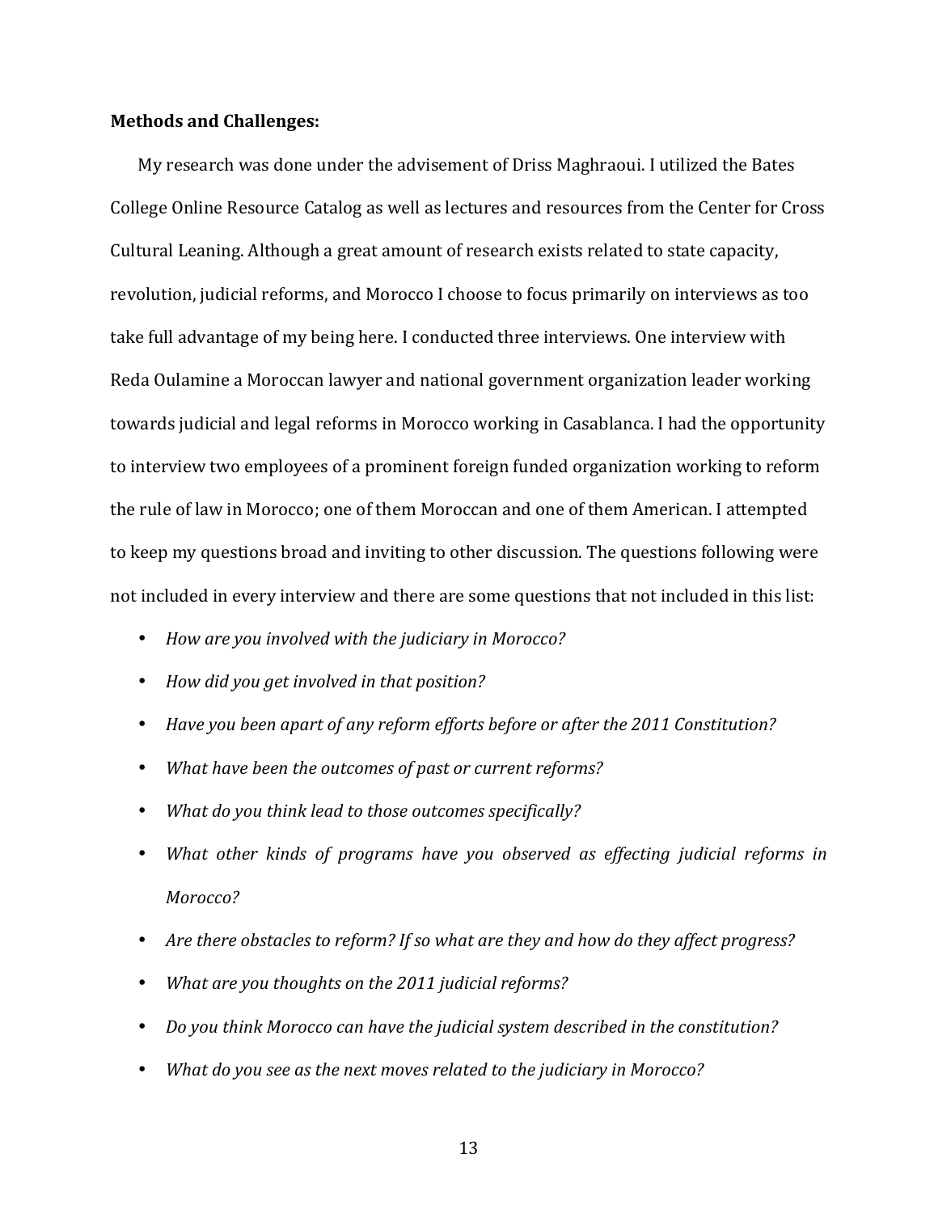**Methods and Challenges:**

My research was done under the advisement of Driss Maghraoui. I utilized the Bates College Online Resource Catalog as well as lectures and resources from the Center for Cross Cultural Leaning. Although a great amount of research exists related to state capacity, revolution, judicial reforms, and Morocco I choose to focus primarily on interviews as too take full advantage of my being here. I conducted three interviews. One interview with Reda Oulamine a Moroccan lawyer and national government organization leader working towards judicial and legal reforms in Morocco working in Casablanca. I had the opportunity to interview two employees of a prominent foreign funded organization working to reform the rule of law in Morocco; one of them Moroccan and one of them American. I attempted to keep my questions broad and inviting to other discussion. The questions following were not included in every interview and there are some questions that not included in this list:

- *How are you involved with the judiciary in Morocco?*
- *How did you get involved in that position?*
- *Have you been apart of any reform efforts before or after the 2011 Constitution?*
- *What have been the outcomes of past or current reforms?*
- *What do you think lead to those outcomes specifically?*
- *What other kinds of programs have you observed as effecting judicial reforms in Morocco?*
- *Are there obstacles to reform? If so what are they and how do they affect progress?*
- *What are you thoughts on the 2011 judicial reforms?*
- *Do you think Morocco can have the judicial system described in the constitution?*
- *What do you see as the next moves related to the judiciary in Morocco?*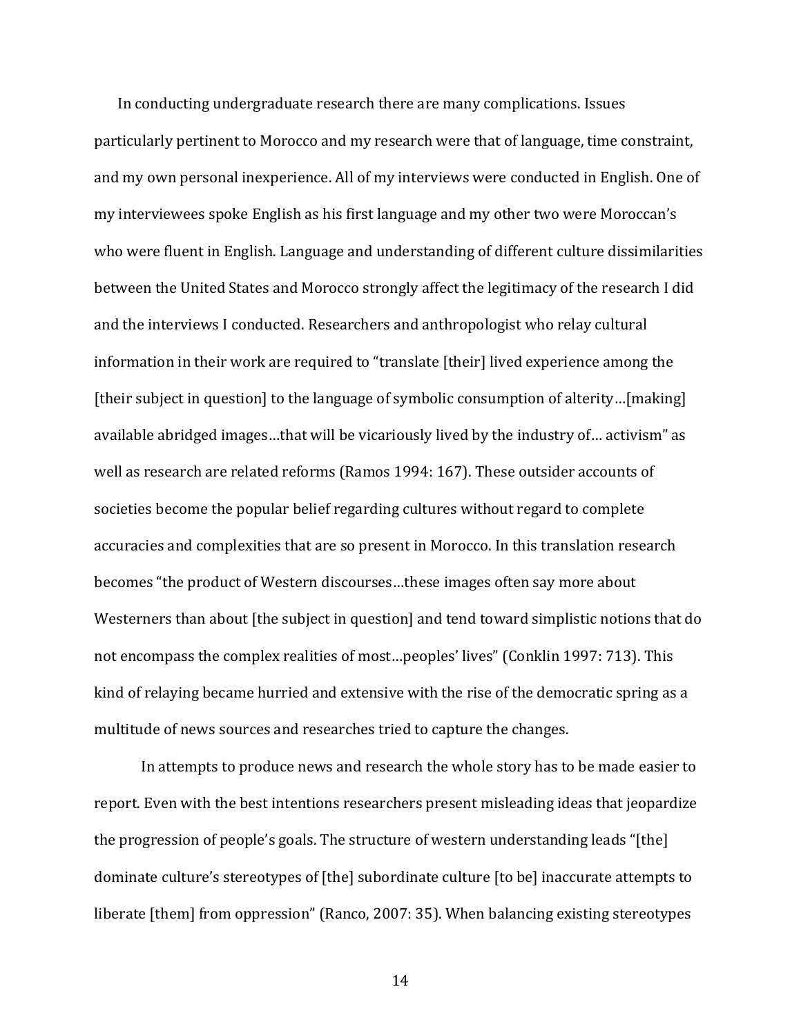In conducting undergraduate research there are many complications. Issues particularly pertinent to Morocco and my research were that of language, time constraint, and my own personal inexperience. All of my interviews were conducted in English. One of my interviewees spoke English as his first language and my other two were Moroccan's who were fluent in English. Language and understanding of different culture dissimilarities between the United States and Morocco strongly affect the legitimacy of the research I did and the interviews I conducted. Researchers and anthropologist who relay cultural information in their work are required to "translate [their] lived experience among the [their subject in question] to the language of symbolic consumption of alterity…[making] available abridged images…that will be vicariously lived by the industry of… activism" as well as research are related reforms (Ramos 1994: 167). These outsider accounts of societies become the popular belief regarding cultures without regard to complete accuracies and complexities that are so present in Morocco. In this translation research becomes "the product of Western discourses…these images often say more about Westerners than about [the subject in question] and tend toward simplistic notions that do not encompass the complex realities of most…peoples' lives" (Conklin 1997: 713). This kind of relaying became hurried and extensive with the rise of the democratic spring as a multitude of news sources and researches tried to capture the changes.

In attempts to produce news and research the whole story has to be made easier to report. Even with the best intentions researchers present misleading ideas that jeopardize the progression of people's goals. The structure of western understanding leads "[the] dominate culture's stereotypes of [the] subordinate culture [to be] inaccurate attempts to liberate [them] from oppression" (Ranco, 2007: 35). When balancing existing stereotypes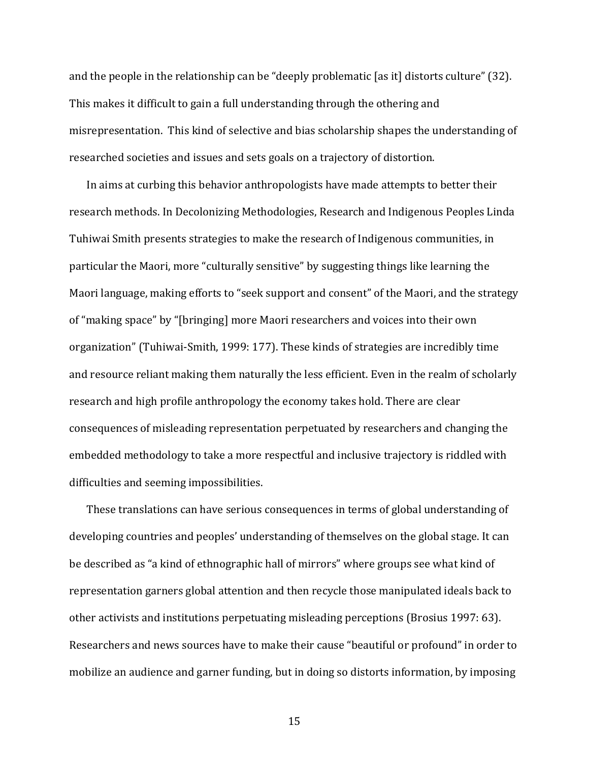and the people in the relationship can be "deeply problematic [as it] distorts culture" (32). This makes it difficult to gain a full understanding through the othering and misrepresentation. This kind of selective and bias scholarship shapes the understanding of researched societies and issues and sets goals on a trajectory of distortion.

In aims at curbing this behavior anthropologists have made attempts to better their research methods. In Decolonizing Methodologies, Research and Indigenous Peoples Linda Tuhiwai Smith presents strategies to make the research of Indigenous communities, in particular the Maori, more "culturally sensitive" by suggesting things like learning the Maori language, making efforts to "seek support and consent" of the Maori, and the strategy of "making space" by "[bringing] more Maori researchers and voices into their own organization" (Tuhiwai-Smith, 1999: 177). These kinds of strategies are incredibly time and resource reliant making them naturally the less efficient. Even in the realm of scholarly research and high profile anthropology the economy takes hold. There are clear consequences of misleading representation perpetuated by researchers and changing the embedded methodology to take a more respectful and inclusive trajectory is riddled with difficulties and seeming impossibilities.

These translations can have serious consequences in terms of global understanding of developing countries and peoples' understanding of themselves on the global stage. It can be described as "a kind of ethnographic hall of mirrors" where groups see what kind of representation garners global attention and then recycle those manipulated ideals back to other activists and institutions perpetuating misleading perceptions (Brosius 1997: 63). Researchers and news sources have to make their cause "beautiful or profound" in order to mobilize an audience and garner funding, but in doing so distorts information, by imposing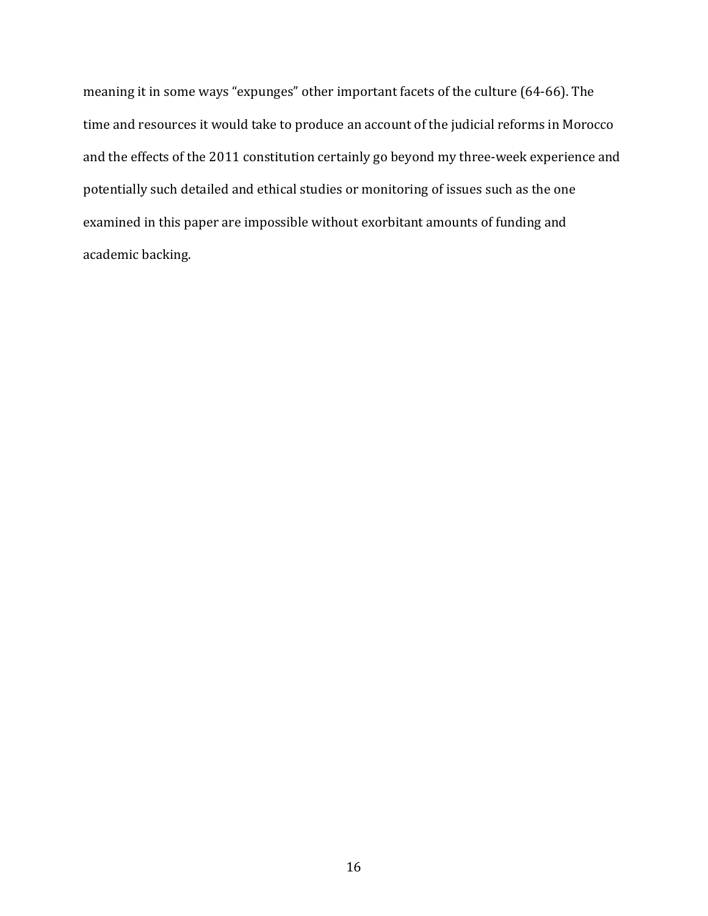meaning it in some ways "expunges" other important facets of the culture (64-66). The time and resources it would take to produce an account of the judicial reforms in Morocco and the effects of the 2011 constitution certainly go beyond my three-week experience and potentially such detailed and ethical studies or monitoring of issues such as the one examined in this paper are impossible without exorbitant amounts of funding and academic backing.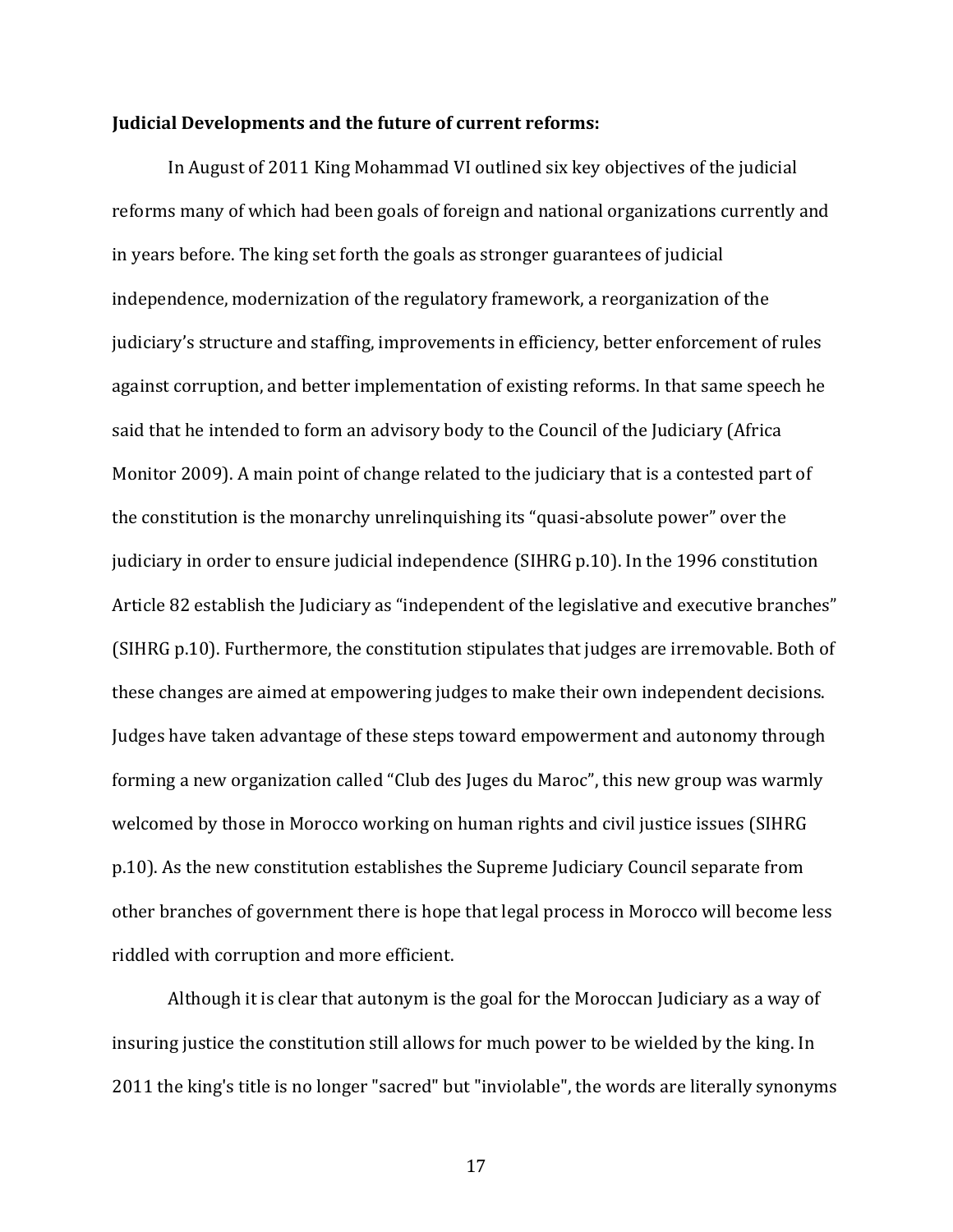**Judicial Developments and the future of current reforms:**

In August of 2011 King Mohammad VI outlined six key objectives of the judicial reforms many of which had been goals of foreign and national organizations currently and in years before. The king set forth the goals as stronger guarantees of judicial independence, modernization of the regulatory framework, a reorganization of the judiciary's structure and staffing, improvements in efficiency, better enforcement of rules against corruption, and better implementation of existing reforms. In that same speech he said that he intended to form an advisory body to the Council of the Judiciary (Africa Monitor 2009). A main point of change related to the judiciary that is a contested part of the constitution is the monarchy unrelinquishing its "quasi-absolute power" over the judiciary in order to ensure judicial independence (SIHRG p.10). In the 1996 constitution Article 82 establish the Judiciary as "independent of the legislative and executive branches" (SIHRG p.10). Furthermore, the constitution stipulates that judges are irremovable. Both of these changes are aimed at empowering judges to make their own independent decisions. Judges have taken advantage of these steps toward empowerment and autonomy through forming a new organization called "Club des Juges du Maroc", this new group was warmly welcomed by those in Morocco working on human rights and civil justice issues (SIHRG p.10). As the new constitution establishes the Supreme Judiciary Council separate from other branches of government there is hope that legal process in Morocco will become less riddled with corruption and more efficient.

Although it is clear that autonym is the goal for the Moroccan Judiciary as a way of insuring justice the constitution still allows for much power to be wielded by the king. In 2011 the king's title is no longer "sacred" but "inviolable", the words are literally synonyms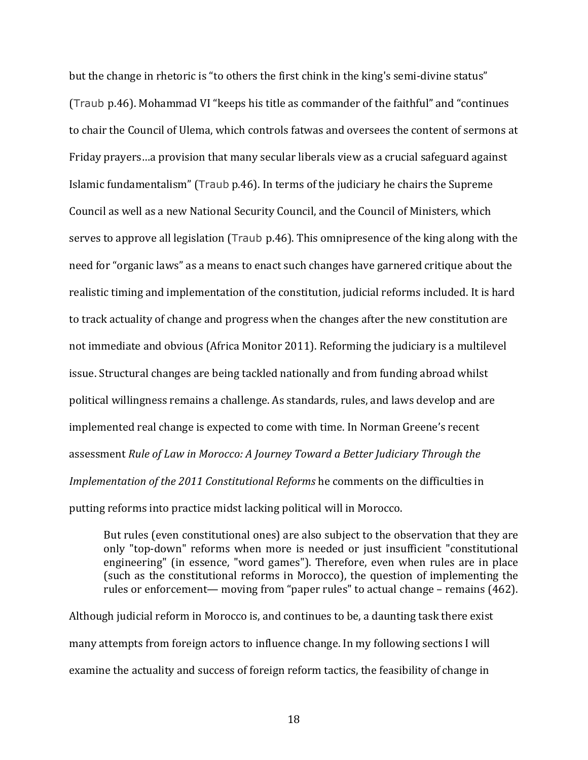but the change in rhetoric is "to others the first chink in the king's semi-divine status" (Traub p.46). Mohammad VI "keeps his title as commander of the faithful" and "continues to chair the Council of Ulema, which controls fatwas and oversees the content of sermons at Friday prayers…a provision that many secular liberals view as a crucial safeguard against Islamic fundamentalism" (Traub p.46). In terms of the judiciary he chairs the Supreme Council as well as a new National Security Council, and the Council of Ministers, which serves to approve all legislation (Traub p.46). This omnipresence of the king along with the need for "organic laws" as a means to enact such changes have garnered critique about the realistic timing and implementation of the constitution, judicial reforms included. It is hard to track actuality of change and progress when the changes after the new constitution are not immediate and obvious (Africa Monitor 2011). Reforming the judiciary is a multilevel issue. Structural changes are being tackled nationally and from funding abroad whilst political willingness remains a challenge. As standards, rules, and laws develop and are implemented real change is expected to come with time. In Norman Greene's recent assessment *Rule of Law in Morocco: A Journey Toward a Better Judiciary Through the Implementation of the 2011 Constitutional Reforms* he comments on the difficulties in putting reforms into practice midst lacking political will in Morocco.

> But rules (even constitutional ones) are also subject to the observation that they are only "top-down" reforms when more is needed or just insufficient "constitutional engineering" (in essence, "word games"). Therefore, even when rules are in place (such as the constitutional reforms in Morocco), the question of implementing the rules or enforcement— moving from "paper rules" to actual change – remains (462).

Although judicial reform in Morocco is, and continues to be, a daunting task there exist many attempts from foreign actors to influence change. In my following sections I will examine the actuality and success of foreign reform tactics, the feasibility of change in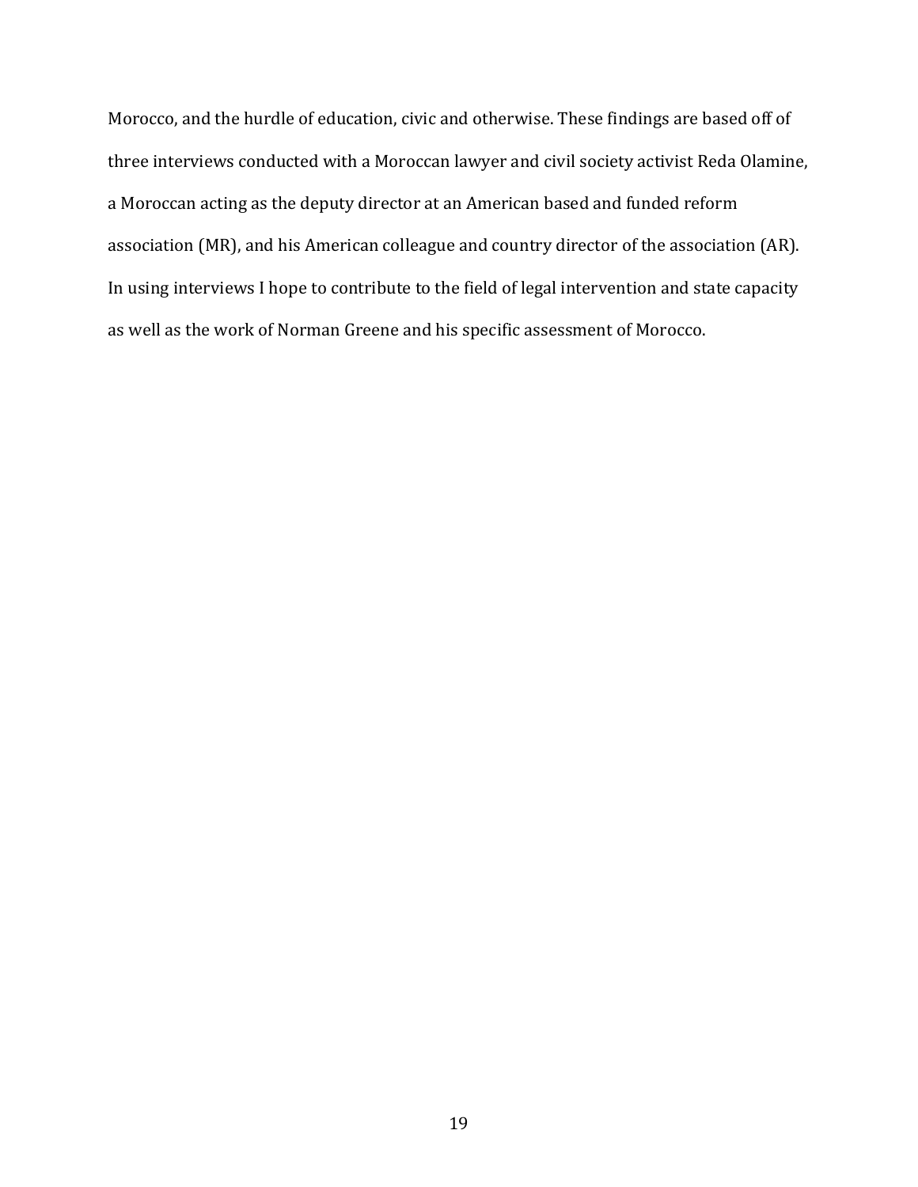Morocco, and the hurdle of education, civic and otherwise. These findings are based off of three interviews conducted with a Moroccan lawyer and civil society activist Reda Olamine, a Moroccan acting as the deputy director at an American based and funded reform association (MR), and his American colleague and country director of the association (AR). In using interviews I hope to contribute to the field of legal intervention and state capacity as well as the work of Norman Greene and his specific assessment of Morocco.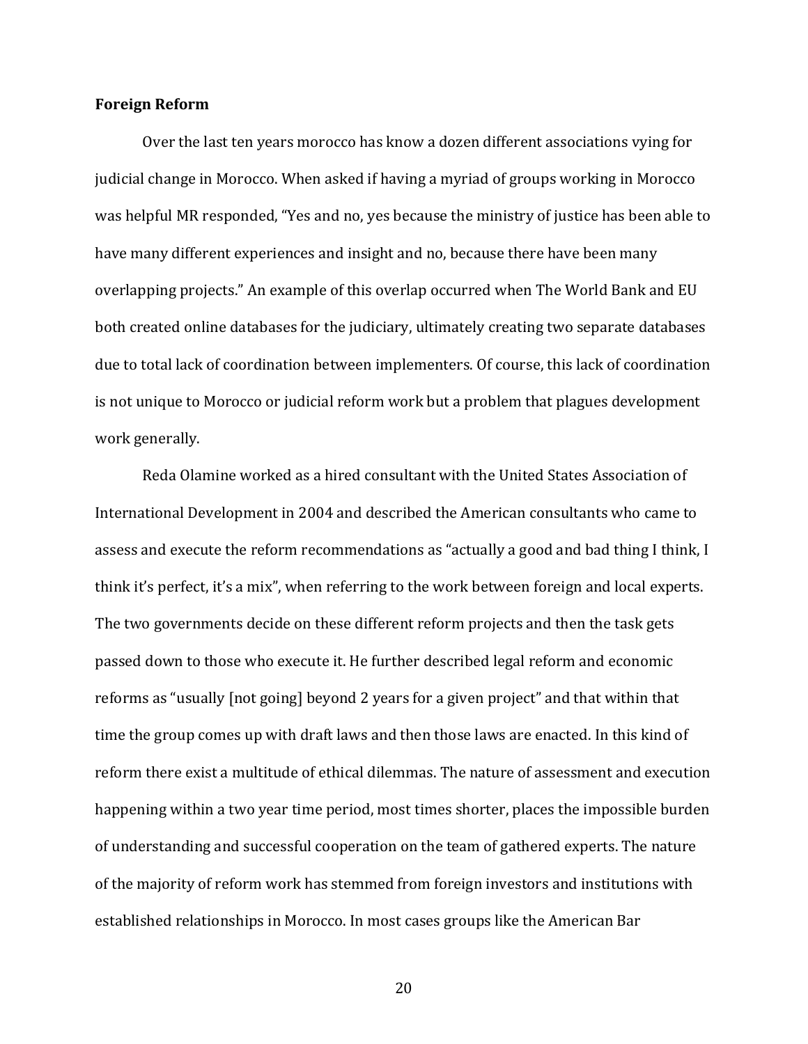**Foreign Reform**

Over the last ten years morocco has know a dozen different associations vying for judicial change in Morocco. When asked if having a myriad of groups working in Morocco was helpful MR responded, "Yes and no, yes because the ministry of justice has been able to have many different experiences and insight and no, because there have been many overlapping projects." An example of this overlap occurred when The World Bank and EU both created online databases for the judiciary, ultimately creating two separate databases due to total lack of coordination between implementers. Of course, this lack of coordination is not unique to Morocco or judicial reform work but a problem that plagues development work generally.

Reda Olamine worked as a hired consultant with the United States Association of International Development in 2004 and described the American consultants who came to assess and execute the reform recommendations as "actually a good and bad thing I think, I think it's perfect, it's a mix", when referring to the work between foreign and local experts. The two governments decide on these different reform projects and then the task gets passed down to those who execute it. He further described legal reform and economic reforms as "usually [not going] beyond 2 years for a given project" and that within that time the group comes up with draft laws and then those laws are enacted. In this kind of reform there exist a multitude of ethical dilemmas. The nature of assessment and execution happening within a two year time period, most times shorter, places the impossible burden of understanding and successful cooperation on the team of gathered experts. The nature of the majority of reform work has stemmed from foreign investors and institutions with established relationships in Morocco. In most cases groups like the American Bar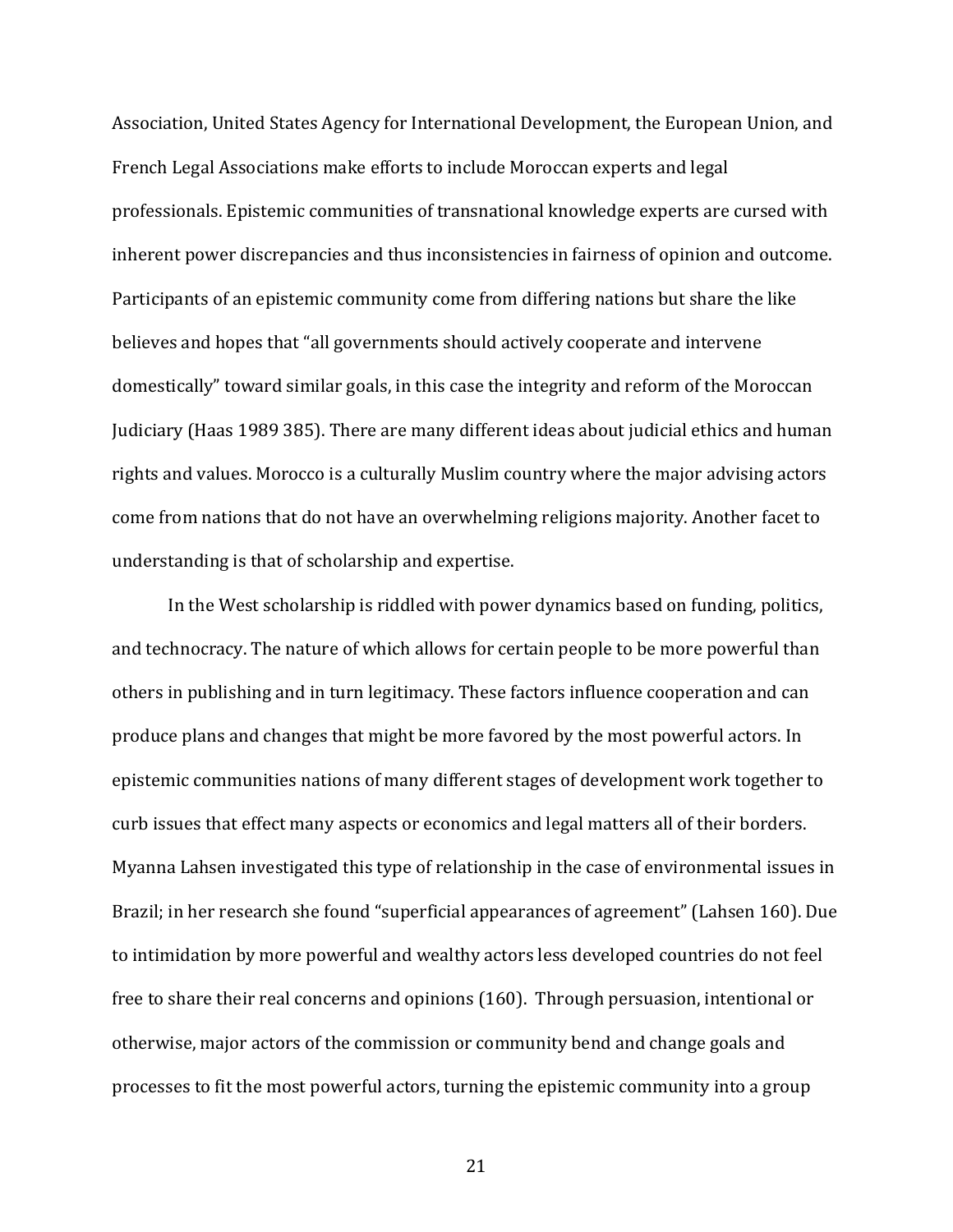Association, United States Agency for International Development, the European Union, and French Legal Associations make efforts to include Moroccan experts and legal professionals. Epistemic communities of transnational knowledge experts are cursed with inherent power discrepancies and thus inconsistencies in fairness of opinion and outcome. Participants of an epistemic community come from differing nations but share the like believes and hopes that "all governments should actively cooperate and intervene domestically" toward similar goals, in this case the integrity and reform of the Moroccan Judiciary (Haas 1989 385). There are many different ideas about judicial ethics and human rights and values. Morocco is a culturally Muslim country where the major advising actors come from nations that do not have an overwhelming religions majority. Another facet to understanding is that of scholarship and expertise.

In the West scholarship is riddled with power dynamics based on funding, politics, and technocracy. The nature of which allows for certain people to be more powerful than others in publishing and in turn legitimacy. These factors influence cooperation and can produce plans and changes that might be more favored by the most powerful actors. In epistemic communities nations of many different stages of development work together to curb issues that effect many aspects or economics and legal matters all of their borders. Myanna Lahsen investigated this type of relationship in the case of environmental issues in Brazil; in her research she found "superficial appearances of agreement" (Lahsen 160). Due to intimidation by more powerful and wealthy actors less developed countries do not feel free to share their real concerns and opinions (160). Through persuasion, intentional or otherwise, major actors of the commission or community bend and change goals and processes to fit the most powerful actors, turning the epistemic community into a group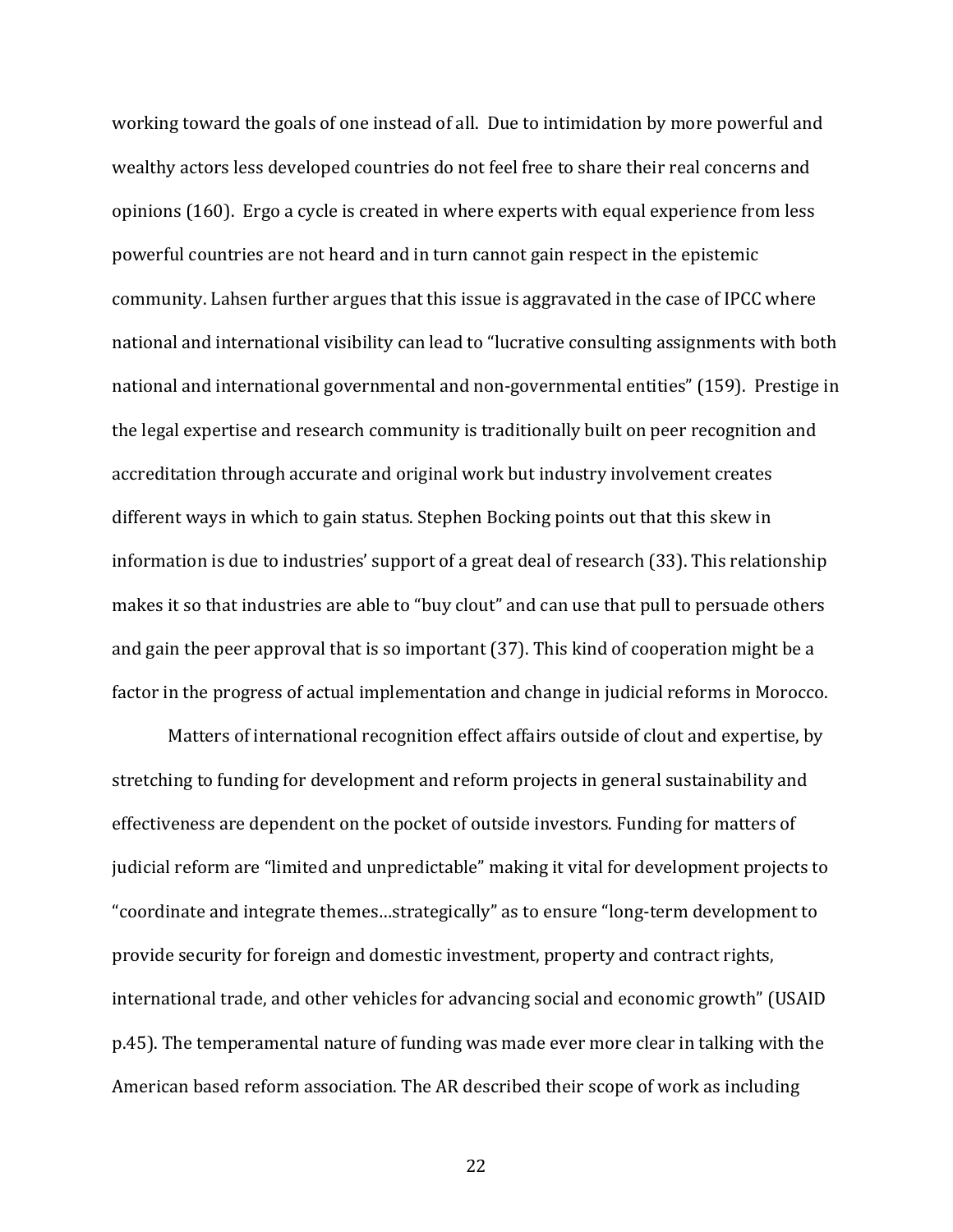working toward the goals of one instead of all. Due to intimidation by more powerful and wealthy actors less developed countries do not feel free to share their real concerns and opinions (160). Ergo a cycle is created in where experts with equal experience from less powerful countries are not heard and in turn cannot gain respect in the epistemic community. Lahsen further argues that this issue is aggravated in the case of IPCC where national and international visibility can lead to "lucrative consulting assignments with both national and international governmental and non-governmental entities" (159). Prestige in the legal expertise and research community is traditionally built on peer recognition and accreditation through accurate and original work but industry involvement creates different ways in which to gain status. Stephen Bocking points out that this skew in information is due to industries' support of a great deal of research (33). This relationship makes it so that industries are able to "buy clout" and can use that pull to persuade others and gain the peer approval that is so important (37). This kind of cooperation might be a factor in the progress of actual implementation and change in judicial reforms in Morocco.

Matters of international recognition effect affairs outside of clout and expertise, by stretching to funding for development and reform projects in general sustainability and effectiveness are dependent on the pocket of outside investors. Funding for matters of judicial reform are "limited and unpredictable" making it vital for development projects to "coordinate and integrate themes…strategically" as to ensure "long-term development to provide security for foreign and domestic investment, property and contract rights, international trade, and other vehicles for advancing social and economic growth" (USAID p.45). The temperamental nature of funding was made ever more clear in talking with the American based reform association. The AR described their scope of work as including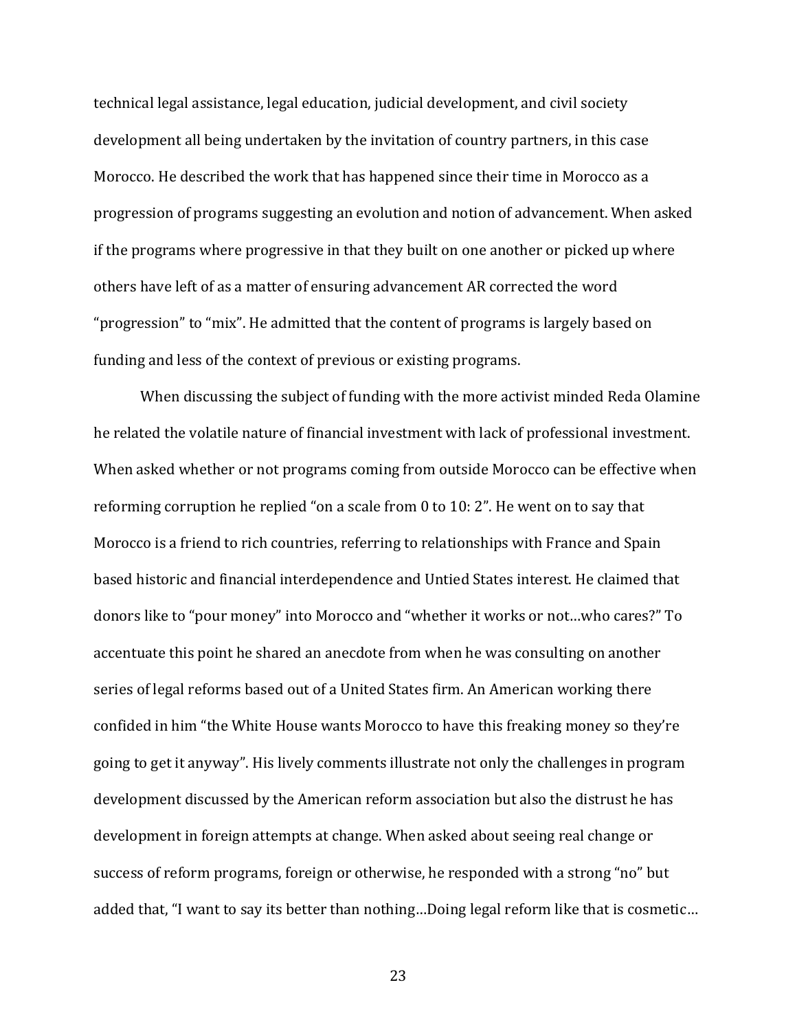technical legal assistance, legal education, judicial development, and civil society development all being undertaken by the invitation of country partners, in this case Morocco. He described the work that has happened since their time in Morocco as a progression of programs suggesting an evolution and notion of advancement. When asked if the programs where progressive in that they built on one another or picked up where others have left of as a matter of ensuring advancement AR corrected the word "progression" to "mix". He admitted that the content of programs is largely based on funding and less of the context of previous or existing programs.

When discussing the subject of funding with the more activist minded Reda Olamine he related the volatile nature of financial investment with lack of professional investment. When asked whether or not programs coming from outside Morocco can be effective when reforming corruption he replied "on a scale from 0 to 10: 2". He went on to say that Morocco is a friend to rich countries, referring to relationships with France and Spain based historic and financial interdependence and Untied States interest. He claimed that donors like to "pour money" into Morocco and "whether it works or not…who cares?" To accentuate this point he shared an anecdote from when he was consulting on another series of legal reforms based out of a United States firm. An American working there confided in him "the White House wants Morocco to have this freaking money so they're going to get it anyway". His lively comments illustrate not only the challenges in program development discussed by the American reform association but also the distrust he has development in foreign attempts at change. When asked about seeing real change or success of reform programs, foreign or otherwise, he responded with a strong "no" but added that, "I want to say its better than nothing…Doing legal reform like that is cosmetic…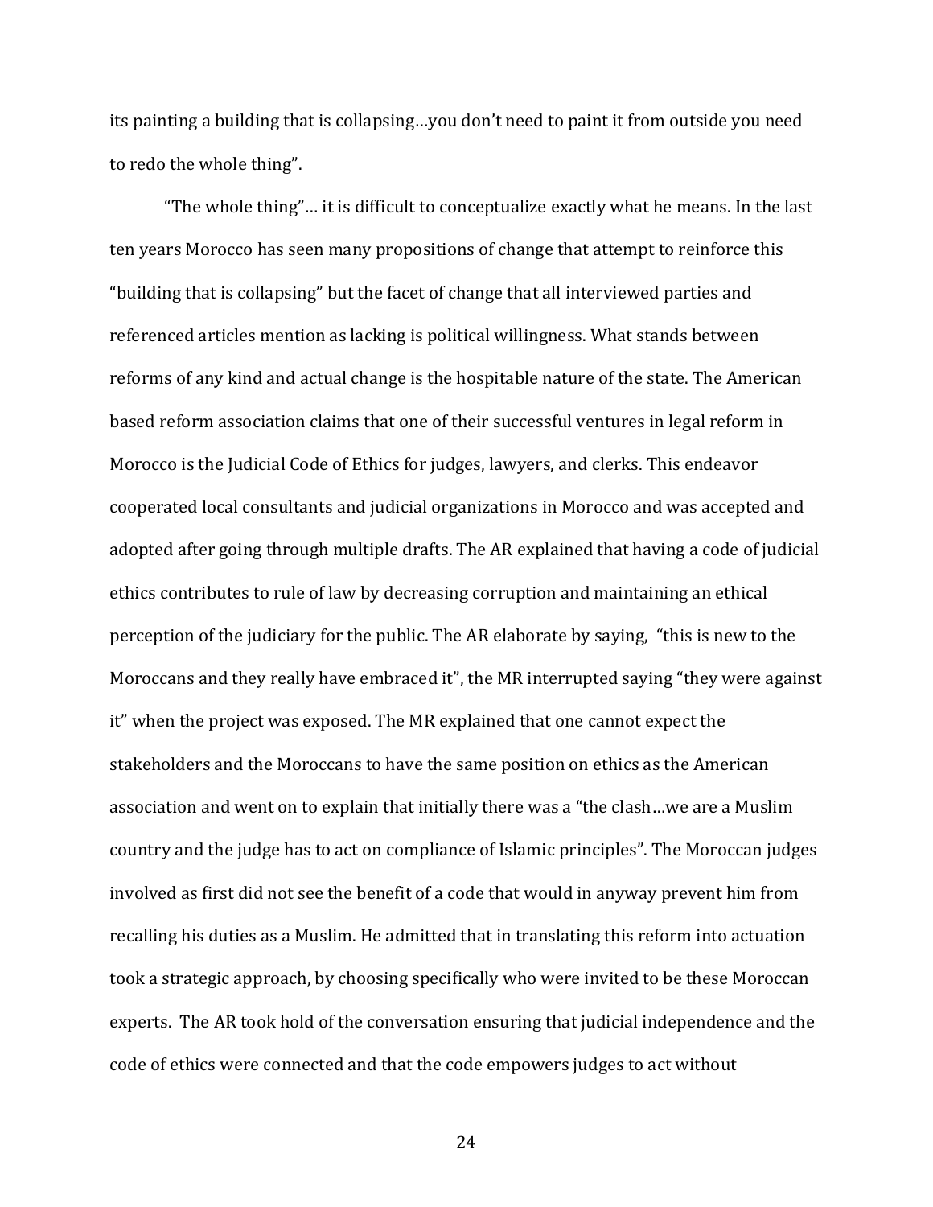its painting a building that is collapsing…you don't need to paint it from outside you need to redo the whole thing".

"The whole thing"… it is difficult to conceptualize exactly what he means. In the last ten years Morocco has seen many propositions of change that attempt to reinforce this "building that is collapsing" but the facet of change that all interviewed parties and referenced articles mention as lacking is political willingness. What stands between reforms of any kind and actual change is the hospitable nature of the state. The American based reform association claims that one of their successful ventures in legal reform in Morocco is the Judicial Code of Ethics for judges, lawyers, and clerks. This endeavor cooperated local consultants and judicial organizations in Morocco and was accepted and adopted after going through multiple drafts. The AR explained that having a code of judicial ethics contributes to rule of law by decreasing corruption and maintaining an ethical perception of the judiciary for the public. The AR elaborate by saying, "this is new to the Moroccans and they really have embraced it", the MR interrupted saying "they were against it" when the project was exposed. The MR explained that one cannot expect the stakeholders and the Moroccans to have the same position on ethics as the American association and went on to explain that initially there was a "the clash…we are a Muslim country and the judge has to act on compliance of Islamic principles". The Moroccan judges involved as first did not see the benefit of a code that would in anyway prevent him from recalling his duties as a Muslim. He admitted that in translating this reform into actuation took a strategic approach, by choosing specifically who were invited to be these Moroccan experts. The AR took hold of the conversation ensuring that judicial independence and the code of ethics were connected and that the code empowers judges to act without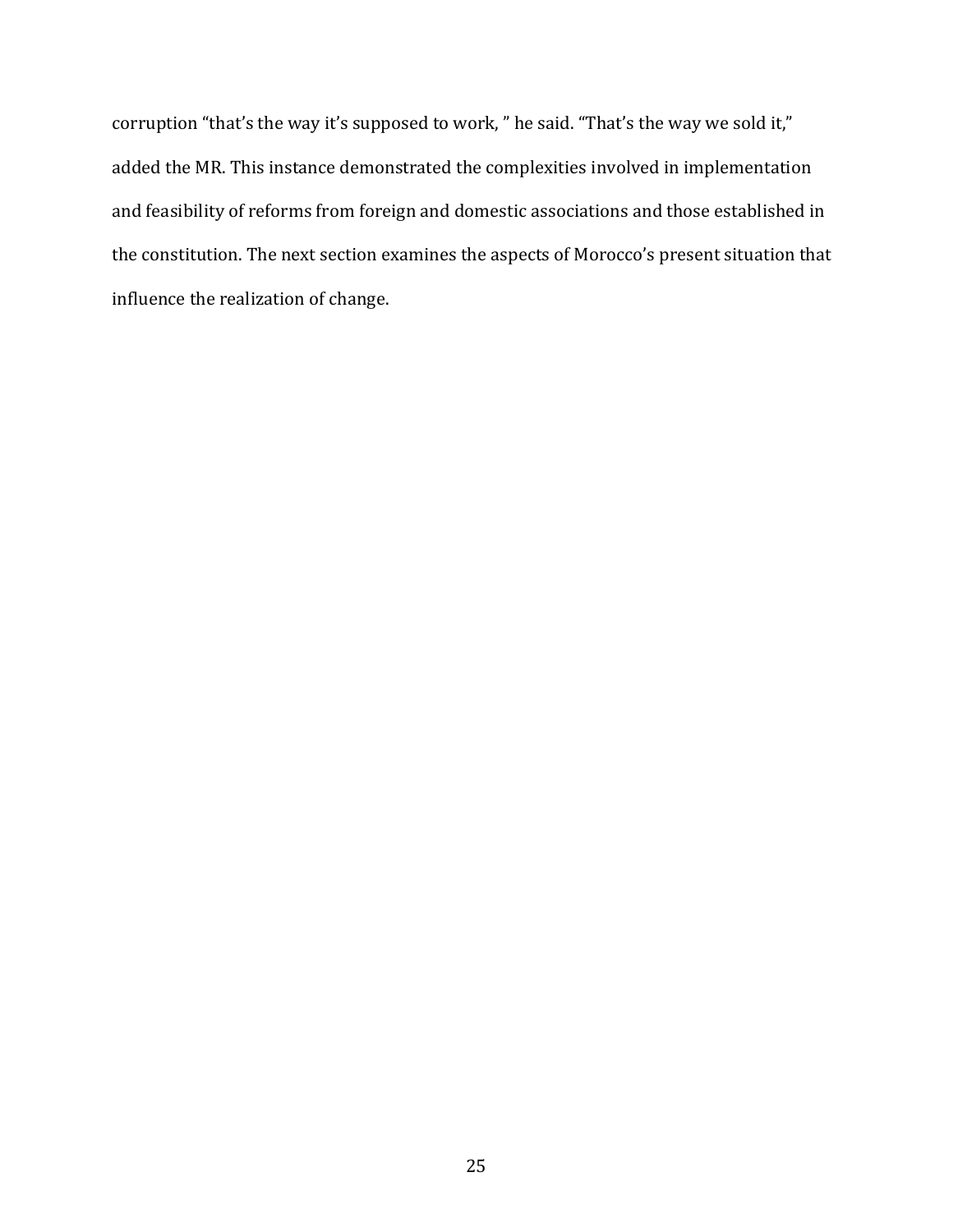corruption “that’s the way it’s supposed to work, ” he said. “That’s the way we sold it,” added the MR. This instance demonstrated the complexities involved in implementation and feasibility of reforms from foreign and domestic associations and those established in the constitution. The next section examines the aspects of Morocco’s present situation that influence the realization of change.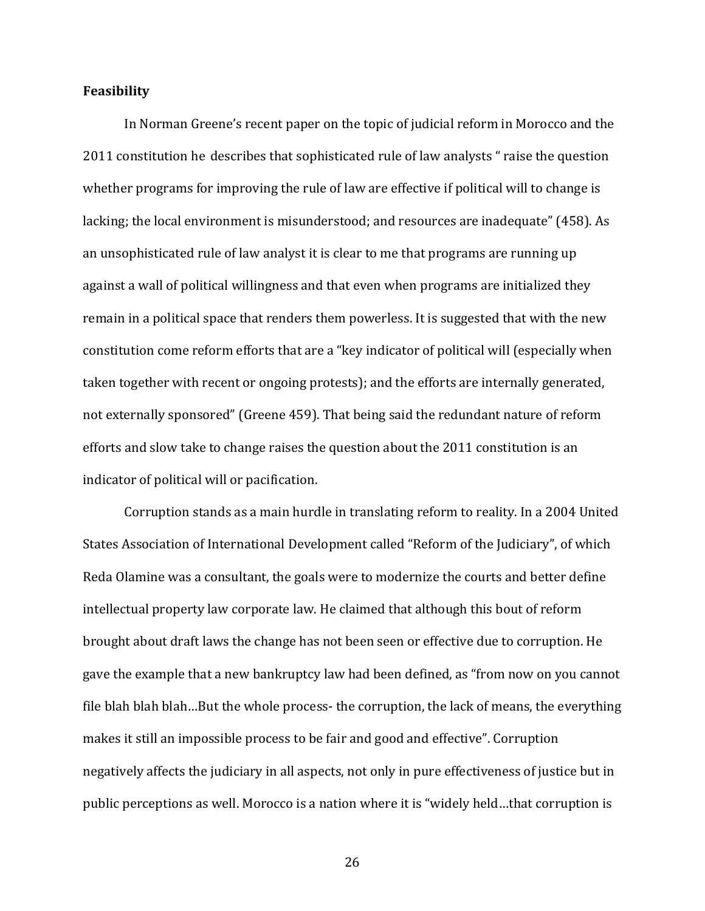**Feasibility**

In Norman Greene's recent paper on the topic of judicial reform in Morocco and the 2011 constitution he describes that sophisticated rule of law analysts " raise the question whether programs for improving the rule of law are effective if political will to change is lacking; the local environment is misunderstood; and resources are inadequate" (458). As an unsophisticated rule of law analyst it is clear to me that programs are running up against a wall of political willingness and that even when programs are initialized they remain in a political space that renders them powerless. It is suggested that with the new constitution come reform efforts that are a "key indicator of political will (especially when taken together with recent or ongoing protests); and the efforts are internally generated, not externally sponsored" (Greene 459). That being said the redundant nature of reform efforts and slow take to change raises the question about the 2011 constitution is an indicator of political will or pacification.

Corruption stands as a main hurdle in translating reform to reality. In a 2004 United States Association of International Development called "Reform of the Judiciary", of which Reda Olamine was a consultant, the goals were to modernize the courts and better define intellectual property law corporate law. He claimed that although this bout of reform brought about draft laws the change has not been seen or effective due to corruption. He gave the example that a new bankruptcy law had been defined, as "from now on you cannot file blah blah blah…But the whole process- the corruption, the lack of means, the everything makes it still an impossible process to be fair and good and effective". Corruption negatively affects the judiciary in all aspects, not only in pure effectiveness of justice but in public perceptions as well. Morocco is a nation where it is "widely held…that corruption is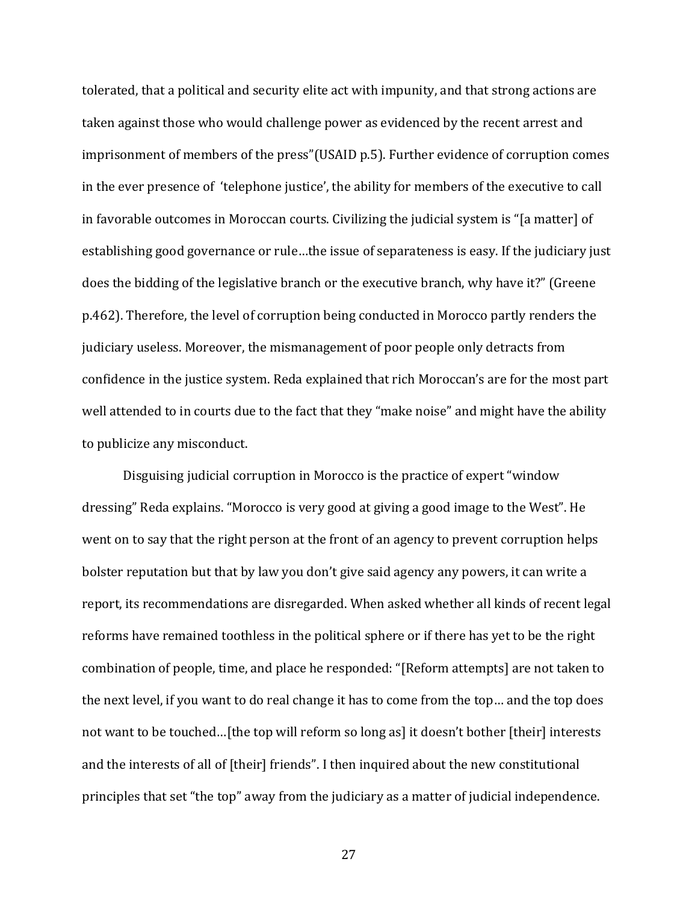tolerated, that a political and security elite act with impunity, and that strong actions are taken against those who would challenge power as evidenced by the recent arrest and imprisonment of members of the press"(USAID p.5). Further evidence of corruption comes in the ever presence of 'telephone justice', the ability for members of the executive to call in favorable outcomes in Moroccan courts. Civilizing the judicial system is "[a matter] of establishing good governance or rule…the issue of separateness is easy. If the judiciary just does the bidding of the legislative branch or the executive branch, why have it?" (Greene p.462). Therefore, the level of corruption being conducted in Morocco partly renders the judiciary useless. Moreover, the mismanagement of poor people only detracts from confidence in the justice system. Reda explained that rich Moroccan's are for the most part well attended to in courts due to the fact that they "make noise" and might have the ability to publicize any misconduct.

Disguising judicial corruption in Morocco is the practice of expert "window dressing" Reda explains. "Morocco is very good at giving a good image to the West". He went on to say that the right person at the front of an agency to prevent corruption helps bolster reputation but that by law you don't give said agency any powers, it can write a report, its recommendations are disregarded. When asked whether all kinds of recent legal reforms have remained toothless in the political sphere or if there has yet to be the right combination of people, time, and place he responded: "[Reform attempts] are not taken to the next level, if you want to do real change it has to come from the top… and the top does not want to be touched…[the top will reform so long as] it doesn't bother [their] interests and the interests of all of [their] friends". I then inquired about the new constitutional principles that set "the top" away from the judiciary as a matter of judicial independence.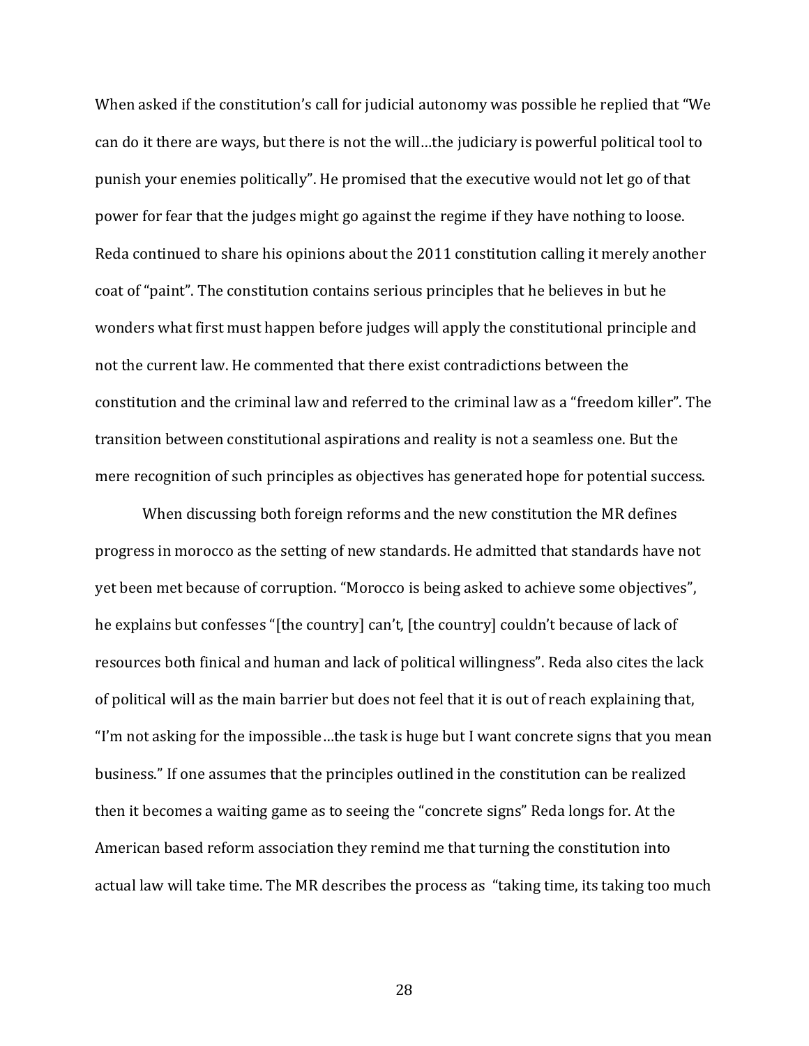When asked if the constitution's call for judicial autonomy was possible he replied that "We can do it there are ways, but there is not the will…the judiciary is powerful political tool to punish your enemies politically". He promised that the executive would not let go of that power for fear that the judges might go against the regime if they have nothing to loose. Reda continued to share his opinions about the 2011 constitution calling it merely another coat of "paint". The constitution contains serious principles that he believes in but he wonders what first must happen before judges will apply the constitutional principle and not the current law. He commented that there exist contradictions between the constitution and the criminal law and referred to the criminal law as a "freedom killer". The transition between constitutional aspirations and reality is not a seamless one. But the mere recognition of such principles as objectives has generated hope for potential success.

When discussing both foreign reforms and the new constitution the MR defines progress in morocco as the setting of new standards. He admitted that standards have not yet been met because of corruption. "Morocco is being asked to achieve some objectives", he explains but confesses "[the country] can't, [the country] couldn't because of lack of resources both finical and human and lack of political willingness". Reda also cites the lack of political will as the main barrier but does not feel that it is out of reach explaining that, "I'm not asking for the impossible…the task is huge but I want concrete signs that you mean business." If one assumes that the principles outlined in the constitution can be realized then it becomes a waiting game as to seeing the "concrete signs" Reda longs for. At the American based reform association they remind me that turning the constitution into actual law will take time. The MR describes the process as "taking time, its taking too much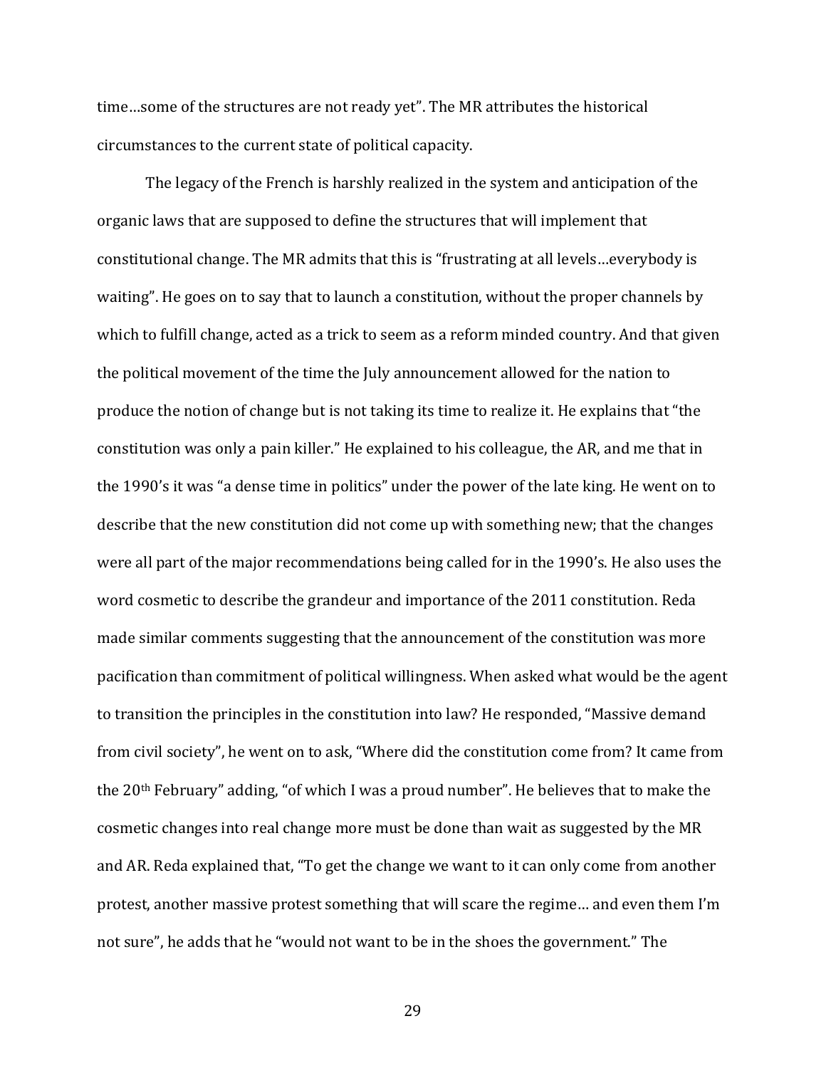time…some of the structures are not ready yet". The MR attributes the historical circumstances to the current state of political capacity.

The legacy of the French is harshly realized in the system and anticipation of the organic laws that are supposed to define the structures that will implement that constitutional change. The MR admits that this is "frustrating at all levels…everybody is waiting". He goes on to say that to launch a constitution, without the proper channels by which to fulfill change, acted as a trick to seem as a reform minded country. And that given the political movement of the time the July announcement allowed for the nation to produce the notion of change but is not taking its time to realize it. He explains that "the constitution was only a pain killer." He explained to his colleague, the AR, and me that in the 1990's it was "a dense time in politics" under the power of the late king. He went on to describe that the new constitution did not come up with something new; that the changes were all part of the major recommendations being called for in the 1990's. He also uses the word cosmetic to describe the grandeur and importance of the 2011 constitution. Reda made similar comments suggesting that the announcement of the constitution was more pacification than commitment of political willingness. When asked what would be the agent to transition the principles in the constitution into law? He responded, "Massive demand from civil society", he went on to ask, "Where did the constitution come from? It came from the 20th February" adding, "of which I was a proud number". He believes that to make the cosmetic changes into real change more must be done than wait as suggested by the MR and AR. Reda explained that, "To get the change we want to it can only come from another protest, another massive protest something that will scare the regime… and even them I'm not sure", he adds that he "would not want to be in the shoes the government." The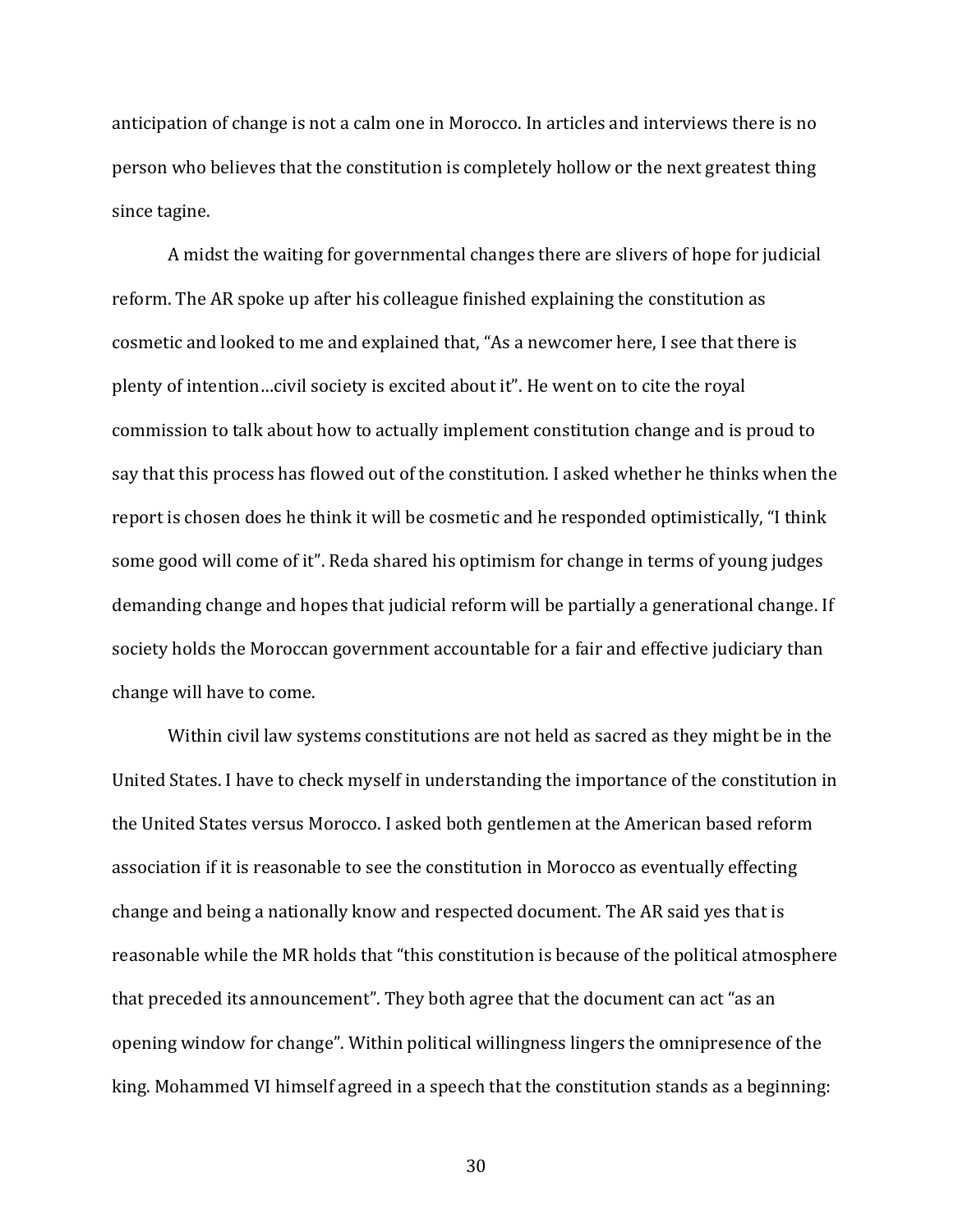anticipation of change is not a calm one in Morocco. In articles and interviews there is no person who believes that the constitution is completely hollow or the next greatest thing since tagine.

A midst the waiting for governmental changes there are slivers of hope for judicial reform. The AR spoke up after his colleague finished explaining the constitution as cosmetic and looked to me and explained that, "As a newcomer here, I see that there is plenty of intention…civil society is excited about it". He went on to cite the royal commission to talk about how to actually implement constitution change and is proud to say that this process has flowed out of the constitution. I asked whether he thinks when the report is chosen does he think it will be cosmetic and he responded optimistically, "I think some good will come of it". Reda shared his optimism for change in terms of young judges demanding change and hopes that judicial reform will be partially a generational change. If society holds the Moroccan government accountable for a fair and effective judiciary than change will have to come.

Within civil law systems constitutions are not held as sacred as they might be in the United States. I have to check myself in understanding the importance of the constitution in the United States versus Morocco. I asked both gentlemen at the American based reform association if it is reasonable to see the constitution in Morocco as eventually effecting change and being a nationally know and respected document. The AR said yes that is reasonable while the MR holds that "this constitution is because of the political atmosphere that preceded its announcement". They both agree that the document can act "as an opening window for change". Within political willingness lingers the omnipresence of the king. Mohammed VI himself agreed in a speech that the constitution stands as a beginning: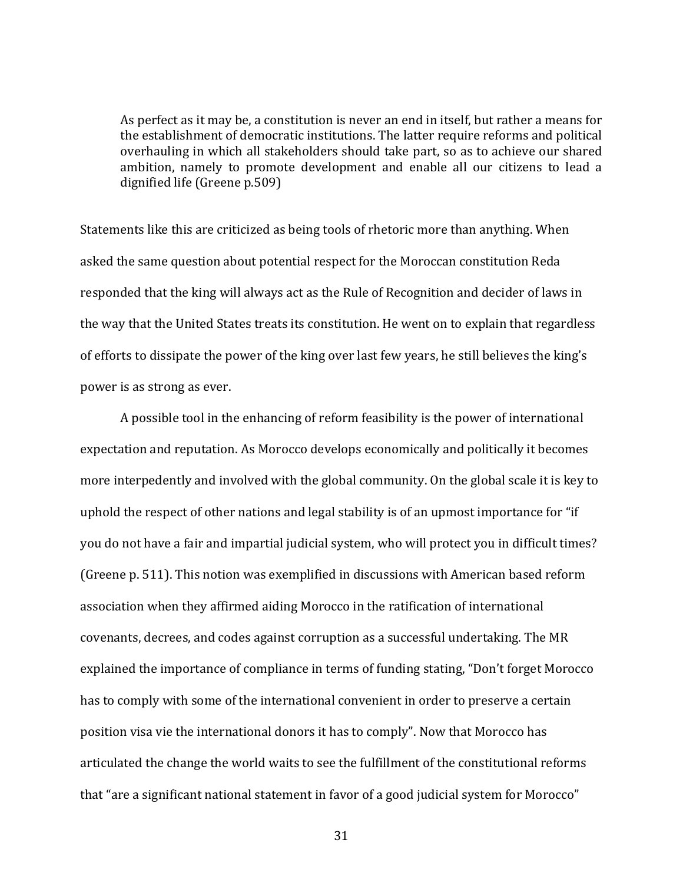> As perfect as it may be, a constitution is never an end in itself, but rather a means for the establishment of democratic institutions. The latter require reforms and political overhauling in which all stakeholders should take part, so as to achieve our shared ambition, namely to promote development and enable all our citizens to lead a dignified life (Greene p.509)

Statements like this are criticized as being tools of rhetoric more than anything. When asked the same question about potential respect for the Moroccan constitution Reda responded that the king will always act as the Rule of Recognition and decider of laws in the way that the United States treats its constitution. He went on to explain that regardless of efforts to dissipate the power of the king over last few years, he still believes the king's power is as strong as ever.

A possible tool in the enhancing of reform feasibility is the power of international expectation and reputation. As Morocco develops economically and politically it becomes more interpedently and involved with the global community. On the global scale it is key to uphold the respect of other nations and legal stability is of an upmost importance for "if you do not have a fair and impartial judicial system, who will protect you in difficult times? (Greene p. 511). This notion was exemplified in discussions with American based reform association when they affirmed aiding Morocco in the ratification of international covenants, decrees, and codes against corruption as a successful undertaking. The MR explained the importance of compliance in terms of funding stating, "Don't forget Morocco has to comply with some of the international convenient in order to preserve a certain position visa vie the international donors it has to comply". Now that Morocco has articulated the change the world waits to see the fulfillment of the constitutional reforms that "are a significant national statement in favor of a good judicial system for Morocco"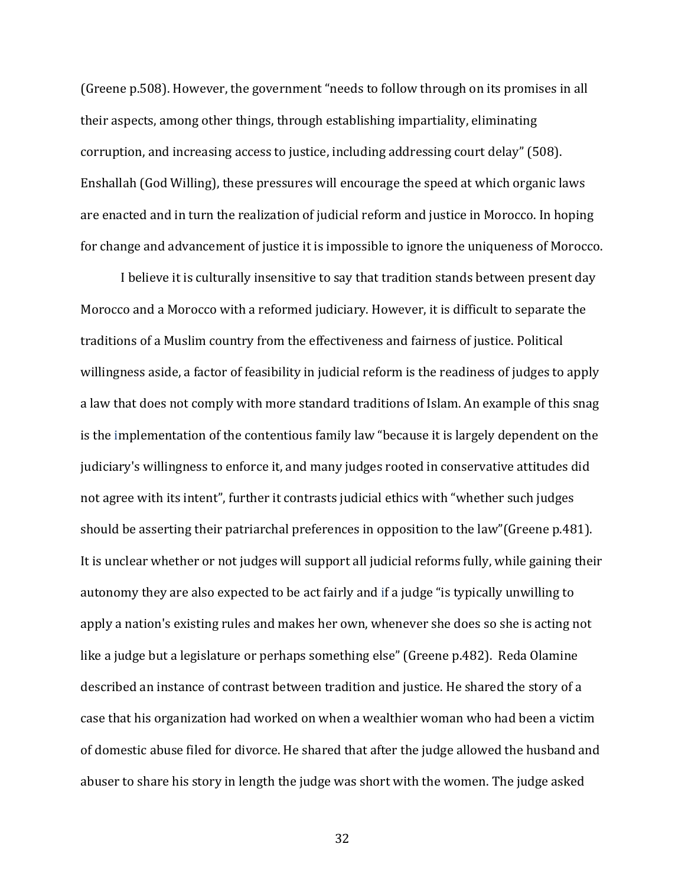(Greene p.508). However, the government "needs to follow through on its promises in all their aspects, among other things, through establishing impartiality, eliminating corruption, and increasing access to justice, including addressing court delay" (508). Enshallah (God Willing), these pressures will encourage the speed at which organic laws are enacted and in turn the realization of judicial reform and justice in Morocco. In hoping for change and advancement of justice it is impossible to ignore the uniqueness of Morocco.

I believe it is culturally insensitive to say that tradition stands between present day Morocco and a Morocco with a reformed judiciary. However, it is difficult to separate the traditions of a Muslim country from the effectiveness and fairness of justice. Political willingness aside, a factor of feasibility in judicial reform is the readiness of judges to apply a law that does not comply with more standard traditions of Islam. An example of this snag is the implementation of the contentious family law "because it is largely dependent on the judiciary's willingness to enforce it, and many judges rooted in conservative attitudes did not agree with its intent", further it contrasts judicial ethics with "whether such judges should be asserting their patriarchal preferences in opposition to the law"(Greene p.481). It is unclear whether or not judges will support all judicial reforms fully, while gaining their autonomy they are also expected to be act fairly and if a judge "is typically unwilling to apply a nation's existing rules and makes her own, whenever she does so she is acting not like a judge but a legislature or perhaps something else" (Greene p.482). Reda Olamine described an instance of contrast between tradition and justice. He shared the story of a case that his organization had worked on when a wealthier woman who had been a victim of domestic abuse filed for divorce. He shared that after the judge allowed the husband and abuser to share his story in length the judge was short with the women. The judge asked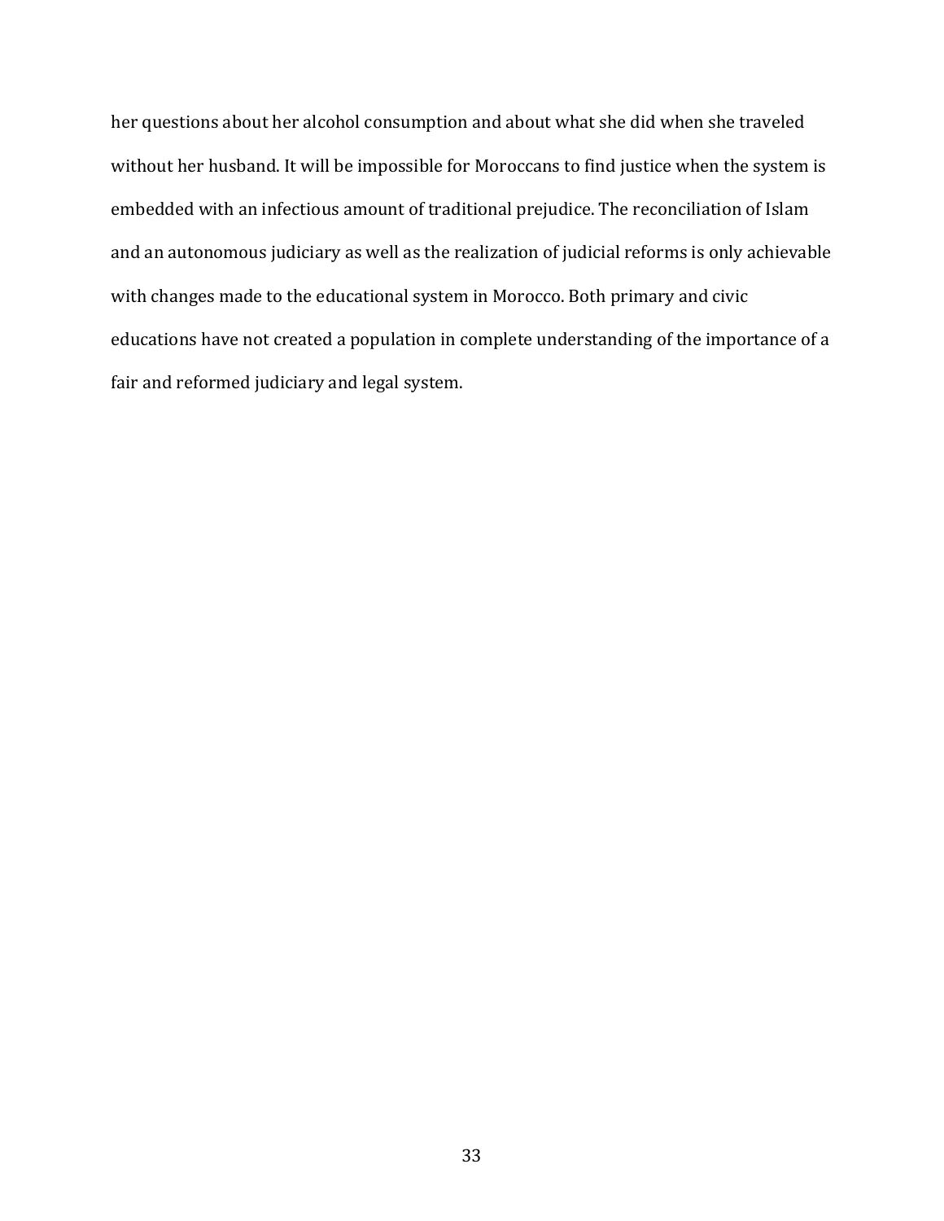her questions about her alcohol consumption and about what she did when she traveled without her husband. It will be impossible for Moroccans to find justice when the system is embedded with an infectious amount of traditional prejudice. The reconciliation of Islam and an autonomous judiciary as well as the realization of judicial reforms is only achievable with changes made to the educational system in Morocco. Both primary and civic educations have not created a population in complete understanding of the importance of a fair and reformed judiciary and legal system.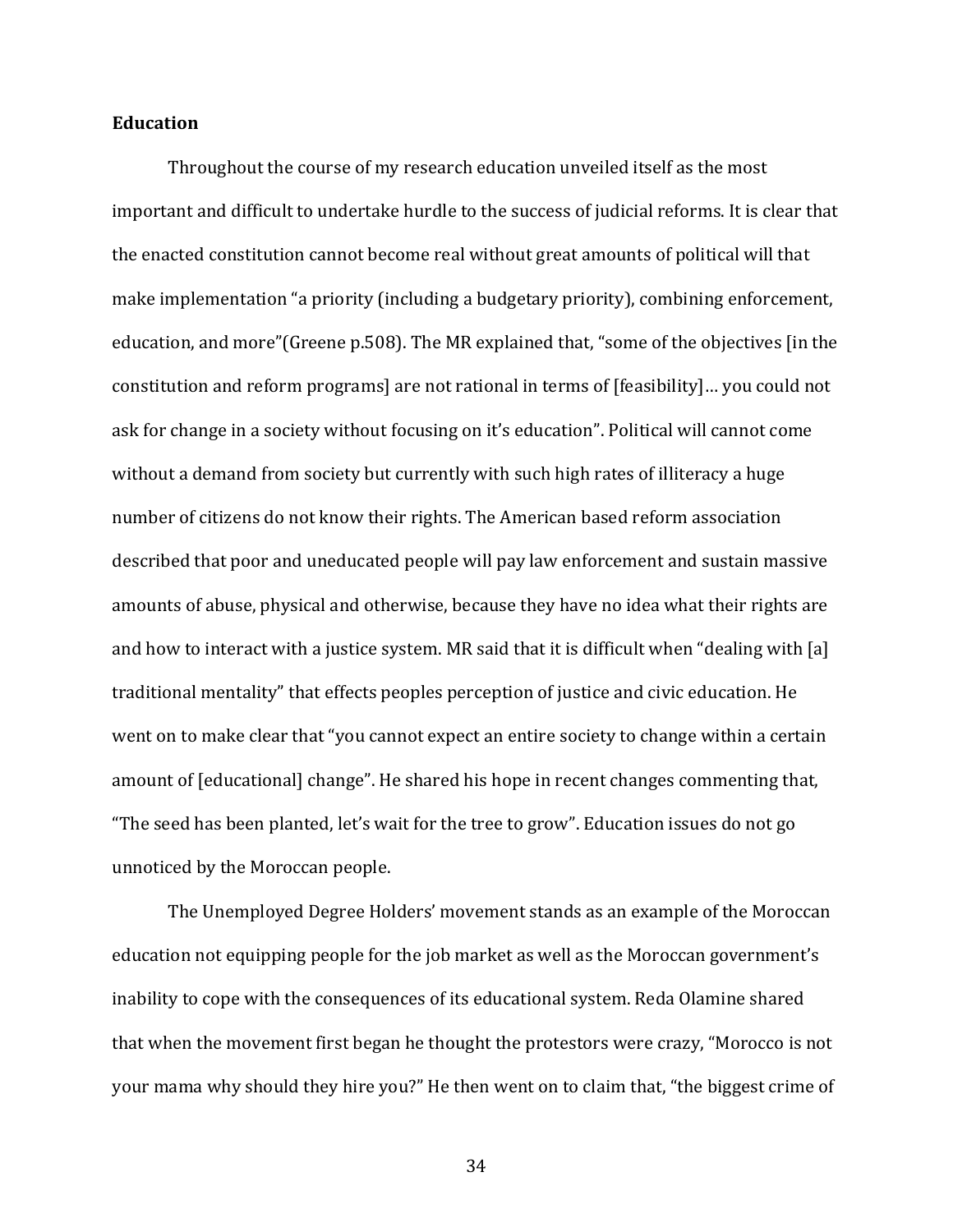**Education**

Throughout the course of my research education unveiled itself as the most important and difficult to undertake hurdle to the success of judicial reforms. It is clear that the enacted constitution cannot become real without great amounts of political will that make implementation "a priority (including a budgetary priority), combining enforcement, education, and more"(Greene p.508). The MR explained that, "some of the objectives [in the constitution and reform programs] are not rational in terms of [feasibility]… you could not ask for change in a society without focusing on it's education". Political will cannot come without a demand from society but currently with such high rates of illiteracy a huge number of citizens do not know their rights. The American based reform association described that poor and uneducated people will pay law enforcement and sustain massive amounts of abuse, physical and otherwise, because they have no idea what their rights are and how to interact with a justice system. MR said that it is difficult when "dealing with [a] traditional mentality" that effects peoples perception of justice and civic education. He went on to make clear that "you cannot expect an entire society to change within a certain amount of [educational] change". He shared his hope in recent changes commenting that, "The seed has been planted, let's wait for the tree to grow". Education issues do not go unnoticed by the Moroccan people.

The Unemployed Degree Holders' movement stands as an example of the Moroccan education not equipping people for the job market as well as the Moroccan government's inability to cope with the consequences of its educational system. Reda Olamine shared that when the movement first began he thought the protestors were crazy, "Morocco is not your mama why should they hire you?" He then went on to claim that, "the biggest crime of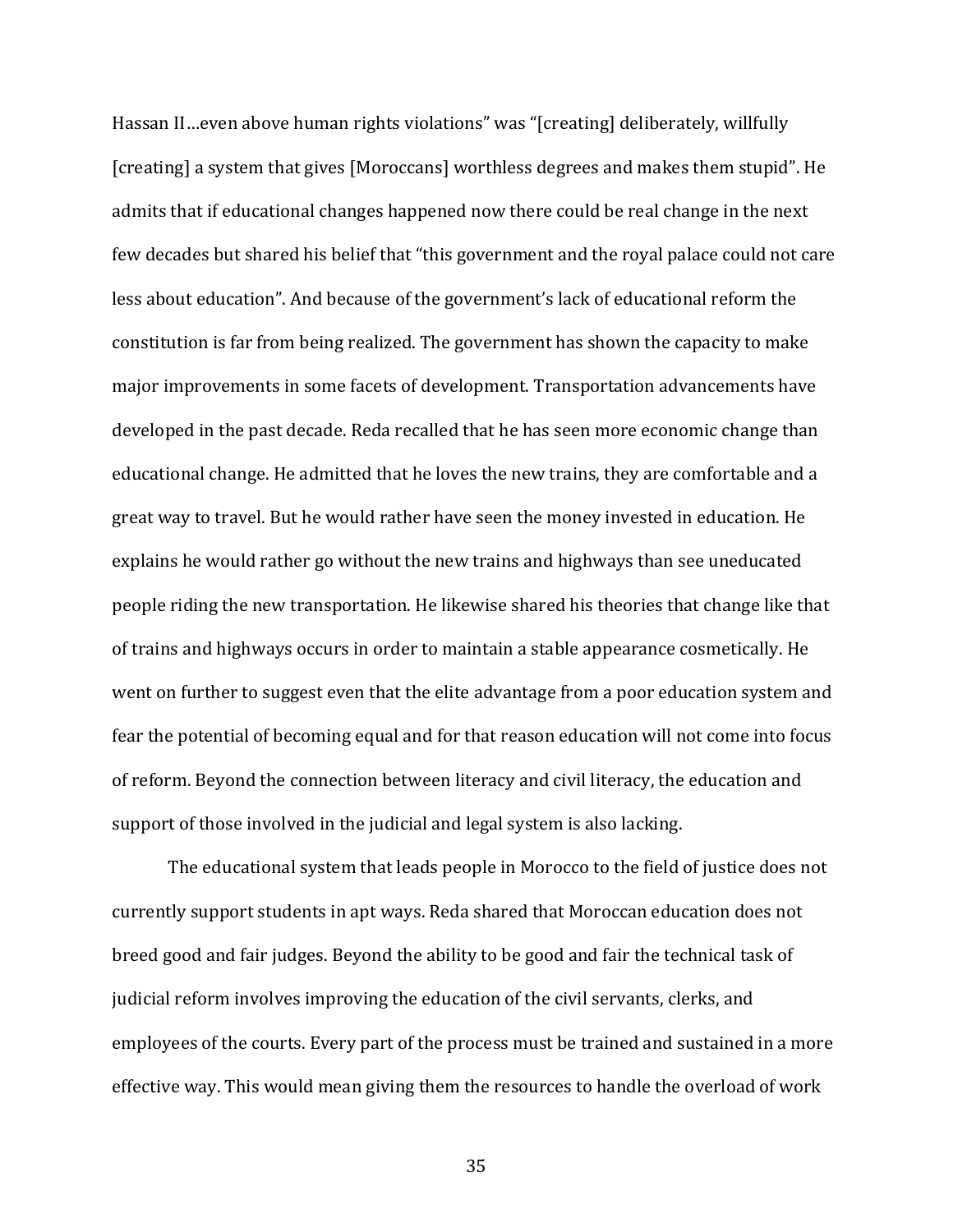Hassan II…even above human rights violations" was "[creating] deliberately, willfully [creating] a system that gives [Moroccans] worthless degrees and makes them stupid". He admits that if educational changes happened now there could be real change in the next few decades but shared his belief that "this government and the royal palace could not care less about education". And because of the government's lack of educational reform the constitution is far from being realized. The government has shown the capacity to make major improvements in some facets of development. Transportation advancements have developed in the past decade. Reda recalled that he has seen more economic change than educational change. He admitted that he loves the new trains, they are comfortable and a great way to travel. But he would rather have seen the money invested in education. He explains he would rather go without the new trains and highways than see uneducated people riding the new transportation. He likewise shared his theories that change like that of trains and highways occurs in order to maintain a stable appearance cosmetically. He went on further to suggest even that the elite advantage from a poor education system and fear the potential of becoming equal and for that reason education will not come into focus of reform. Beyond the connection between literacy and civil literacy, the education and support of those involved in the judicial and legal system is also lacking.

The educational system that leads people in Morocco to the field of justice does not currently support students in apt ways. Reda shared that Moroccan education does not breed good and fair judges. Beyond the ability to be good and fair the technical task of judicial reform involves improving the education of the civil servants, clerks, and employees of the courts. Every part of the process must be trained and sustained in a more effective way. This would mean giving them the resources to handle the overload of work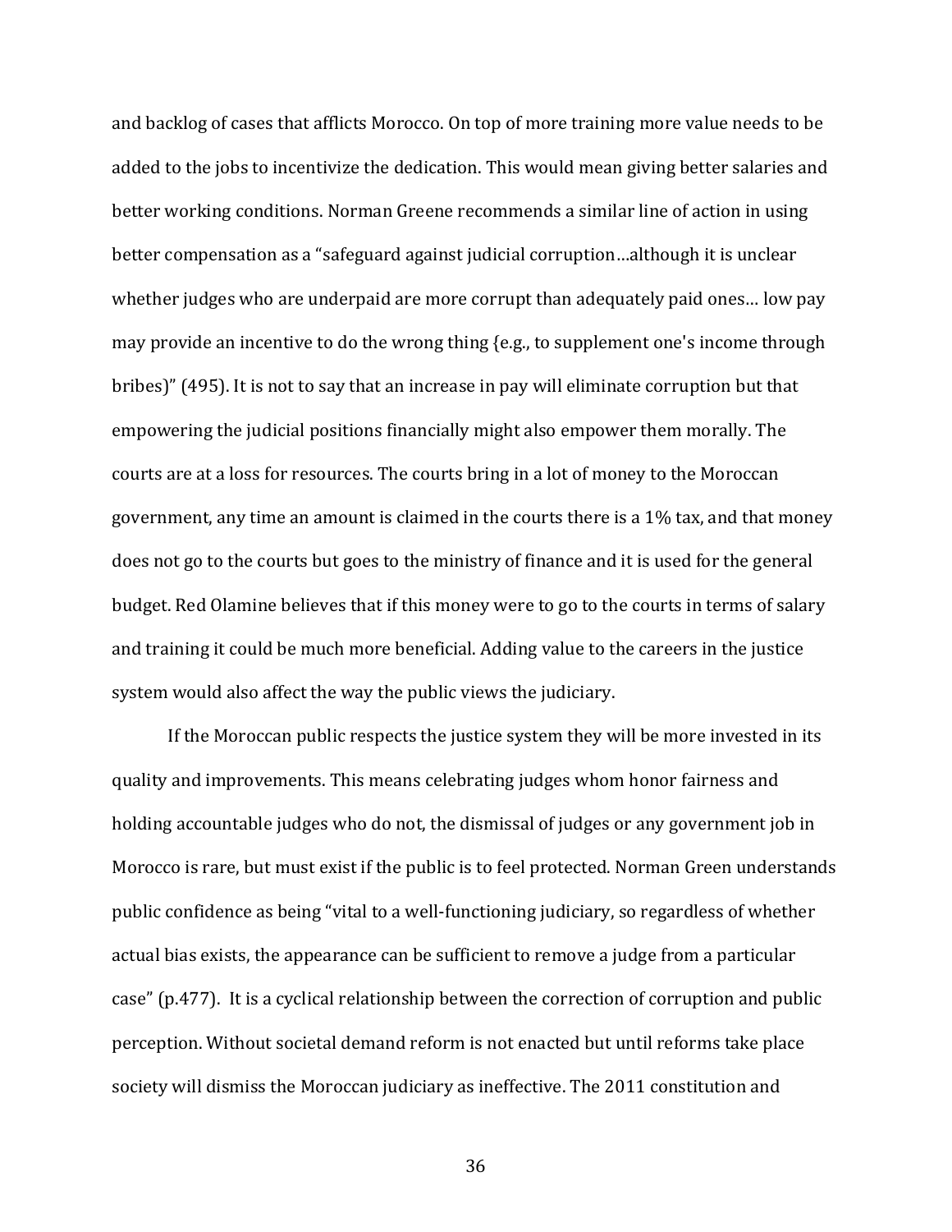and backlog of cases that afflicts Morocco. On top of more training more value needs to be added to the jobs to incentivize the dedication. This would mean giving better salaries and better working conditions. Norman Greene recommends a similar line of action in using better compensation as a "safeguard against judicial corruption…although it is unclear whether judges who are underpaid are more corrupt than adequately paid ones… low pay may provide an incentive to do the wrong thing {e.g., to supplement one's income through bribes)" (495). It is not to say that an increase in pay will eliminate corruption but that empowering the judicial positions financially might also empower them morally. The courts are at a loss for resources. The courts bring in a lot of money to the Moroccan government, any time an amount is claimed in the courts there is a 1% tax, and that money does not go to the courts but goes to the ministry of finance and it is used for the general budget. Red Olamine believes that if this money were to go to the courts in terms of salary and training it could be much more beneficial. Adding value to the careers in the justice system would also affect the way the public views the judiciary.

If the Moroccan public respects the justice system they will be more invested in its quality and improvements. This means celebrating judges whom honor fairness and holding accountable judges who do not, the dismissal of judges or any government job in Morocco is rare, but must exist if the public is to feel protected. Norman Green understands public confidence as being "vital to a well-functioning judiciary, so regardless of whether actual bias exists, the appearance can be sufficient to remove a judge from a particular case" (p.477). It is a cyclical relationship between the correction of corruption and public perception. Without societal demand reform is not enacted but until reforms take place society will dismiss the Moroccan judiciary as ineffective. The 2011 constitution and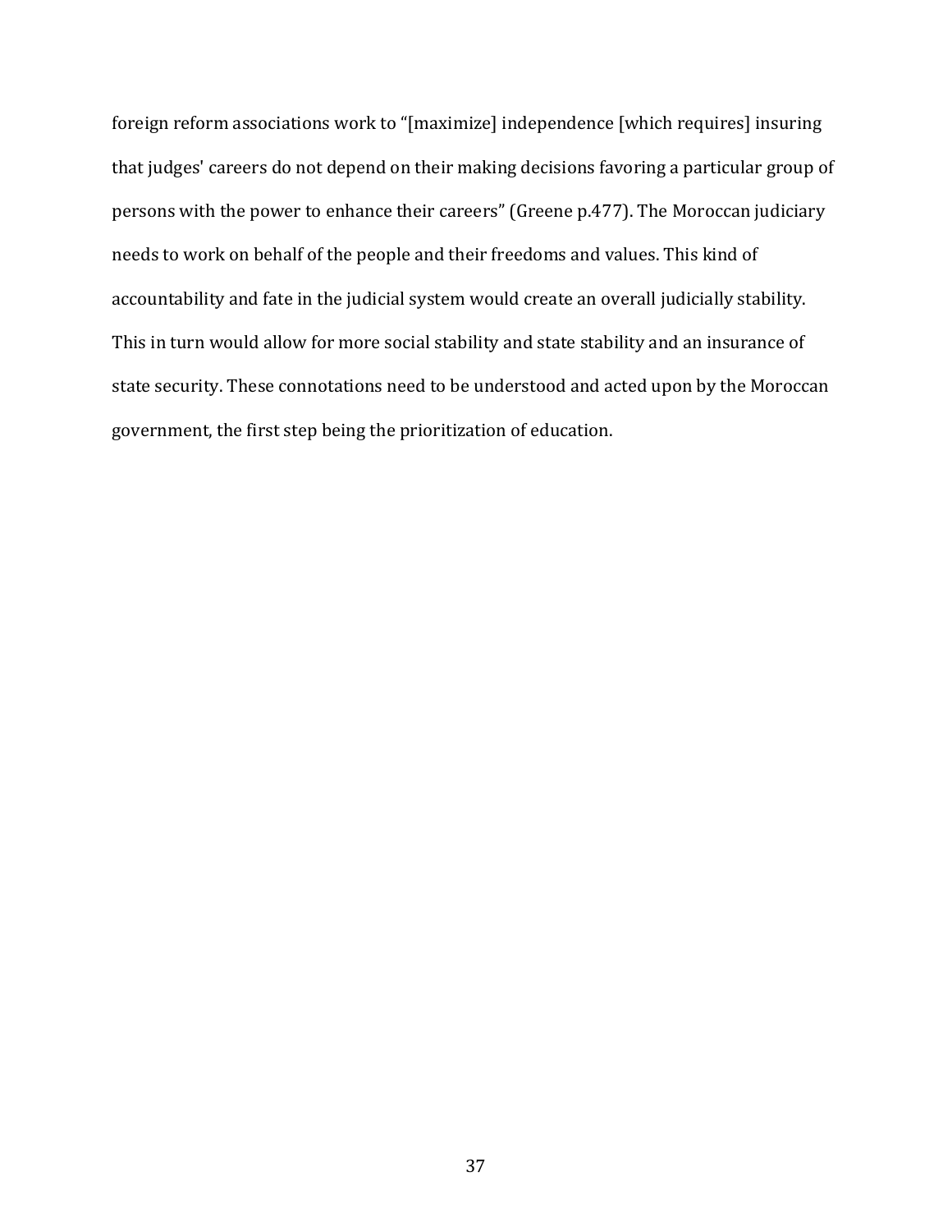foreign reform associations work to "[maximize] independence [which requires] insuring that judges' careers do not depend on their making decisions favoring a particular group of persons with the power to enhance their careers" (Greene p.477). The Moroccan judiciary needs to work on behalf of the people and their freedoms and values. This kind of accountability and fate in the judicial system would create an overall judicially stability. This in turn would allow for more social stability and state stability and an insurance of state security. These connotations need to be understood and acted upon by the Moroccan government, the first step being the prioritization of education.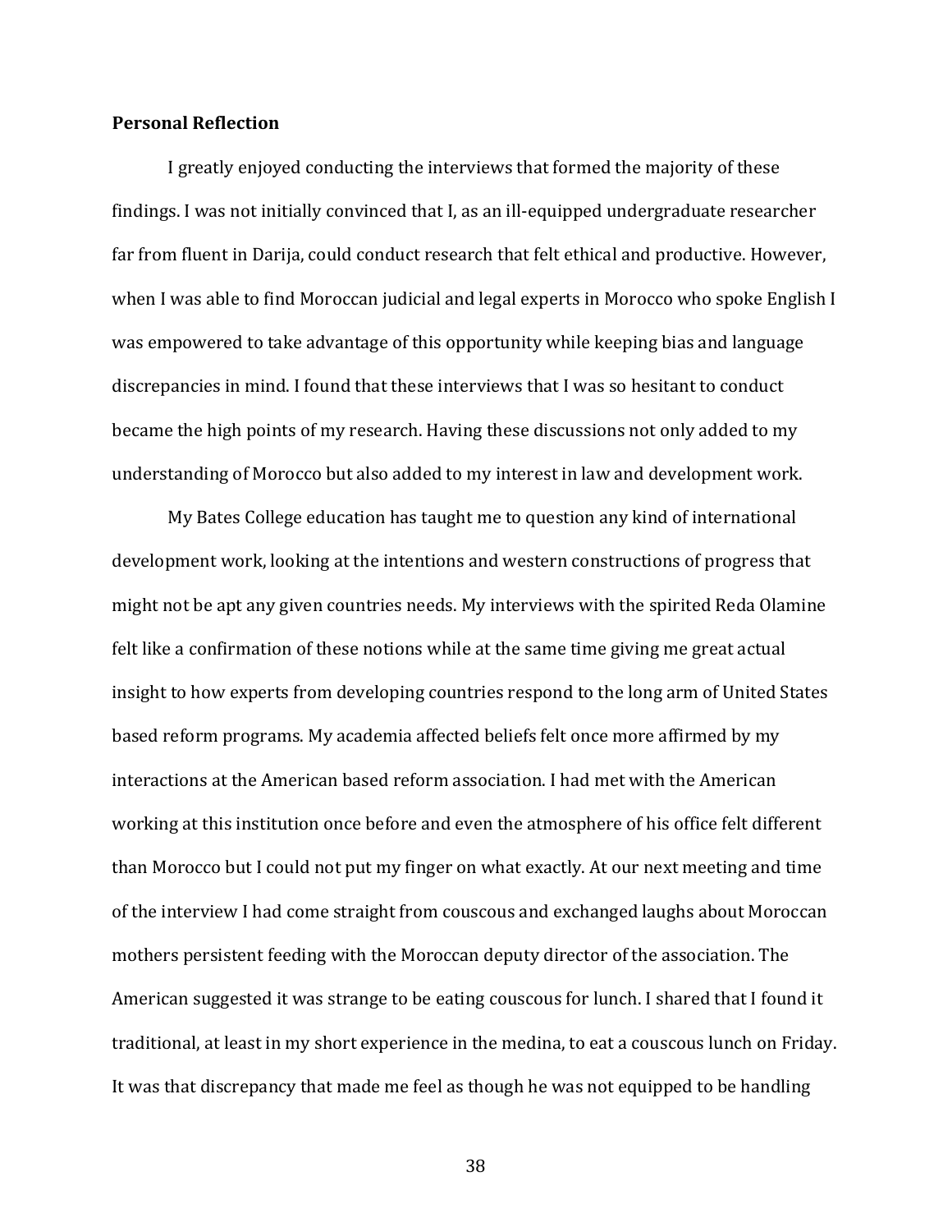**Personal Reflection**

I greatly enjoyed conducting the interviews that formed the majority of these findings. I was not initially convinced that I, as an ill-equipped undergraduate researcher far from fluent in Darija, could conduct research that felt ethical and productive. However, when I was able to find Moroccan judicial and legal experts in Morocco who spoke English I was empowered to take advantage of this opportunity while keeping bias and language discrepancies in mind. I found that these interviews that I was so hesitant to conduct became the high points of my research. Having these discussions not only added to my understanding of Morocco but also added to my interest in law and development work.

My Bates College education has taught me to question any kind of international development work, looking at the intentions and western constructions of progress that might not be apt any given countries needs. My interviews with the spirited Reda Olamine felt like a confirmation of these notions while at the same time giving me great actual insight to how experts from developing countries respond to the long arm of United States based reform programs. My academia affected beliefs felt once more affirmed by my interactions at the American based reform association. I had met with the American working at this institution once before and even the atmosphere of his office felt different than Morocco but I could not put my finger on what exactly. At our next meeting and time of the interview I had come straight from couscous and exchanged laughs about Moroccan mothers persistent feeding with the Moroccan deputy director of the association. The American suggested it was strange to be eating couscous for lunch. I shared that I found it traditional, at least in my short experience in the medina, to eat a couscous lunch on Friday. It was that discrepancy that made me feel as though he was not equipped to be handling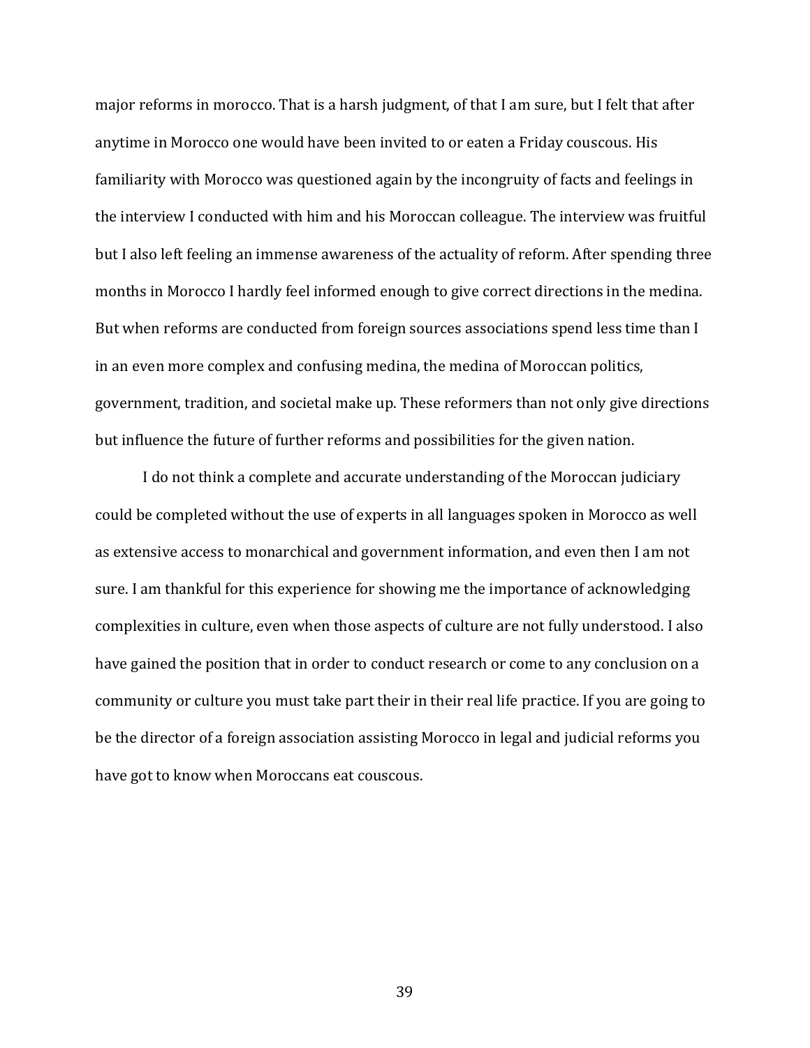major reforms in morocco. That is a harsh judgment, of that I am sure, but I felt that after anytime in Morocco one would have been invited to or eaten a Friday couscous. His familiarity with Morocco was questioned again by the incongruity of facts and feelings in the interview I conducted with him and his Moroccan colleague. The interview was fruitful but I also left feeling an immense awareness of the actuality of reform. After spending three months in Morocco I hardly feel informed enough to give correct directions in the medina. But when reforms are conducted from foreign sources associations spend less time than I in an even more complex and confusing medina, the medina of Moroccan politics, government, tradition, and societal make up. These reformers than not only give directions but influence the future of further reforms and possibilities for the given nation.

I do not think a complete and accurate understanding of the Moroccan judiciary could be completed without the use of experts in all languages spoken in Morocco as well as extensive access to monarchical and government information, and even then I am not sure. I am thankful for this experience for showing me the importance of acknowledging complexities in culture, even when those aspects of culture are not fully understood. I also have gained the position that in order to conduct research or come to any conclusion on a community or culture you must take part their in their real life practice. If you are going to be the director of a foreign association assisting Morocco in legal and judicial reforms you have got to know when Moroccans eat couscous.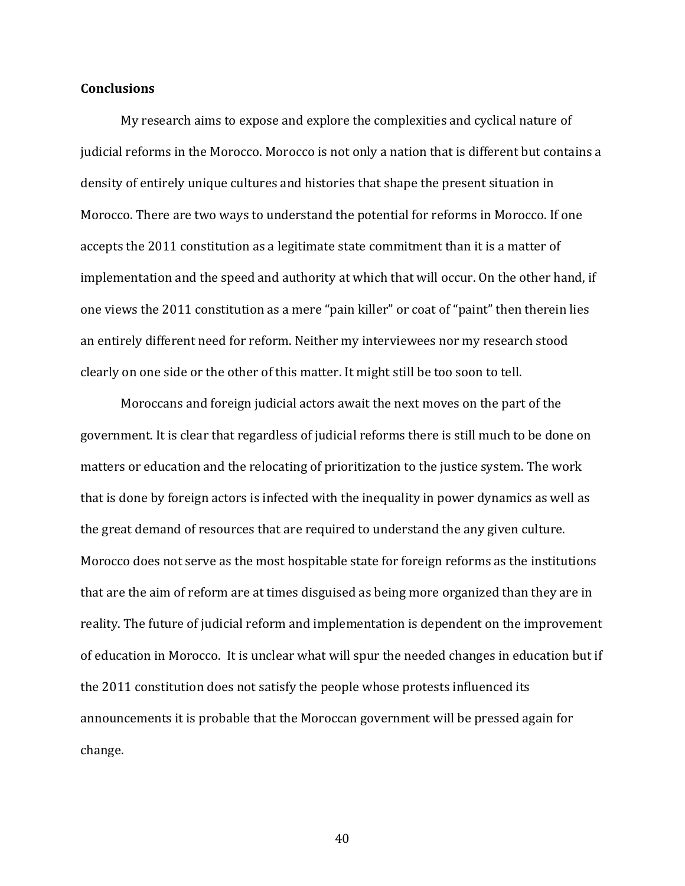**Conclusions**

My research aims to expose and explore the complexities and cyclical nature of judicial reforms in the Morocco. Morocco is not only a nation that is different but contains a density of entirely unique cultures and histories that shape the present situation in Morocco. There are two ways to understand the potential for reforms in Morocco. If one accepts the 2011 constitution as a legitimate state commitment than it is a matter of implementation and the speed and authority at which that will occur. On the other hand, if one views the 2011 constitution as a mere "pain killer" or coat of "paint" then therein lies an entirely different need for reform. Neither my interviewees nor my research stood clearly on one side or the other of this matter. It might still be too soon to tell.

Moroccans and foreign judicial actors await the next moves on the part of the government. It is clear that regardless of judicial reforms there is still much to be done on matters or education and the relocating of prioritization to the justice system. The work that is done by foreign actors is infected with the inequality in power dynamics as well as the great demand of resources that are required to understand the any given culture. Morocco does not serve as the most hospitable state for foreign reforms as the institutions that are the aim of reform are at times disguised as being more organized than they are in reality. The future of judicial reform and implementation is dependent on the improvement of education in Morocco. It is unclear what will spur the needed changes in education but if the 2011 constitution does not satisfy the people whose protests influenced its announcements it is probable that the Moroccan government will be pressed again for change.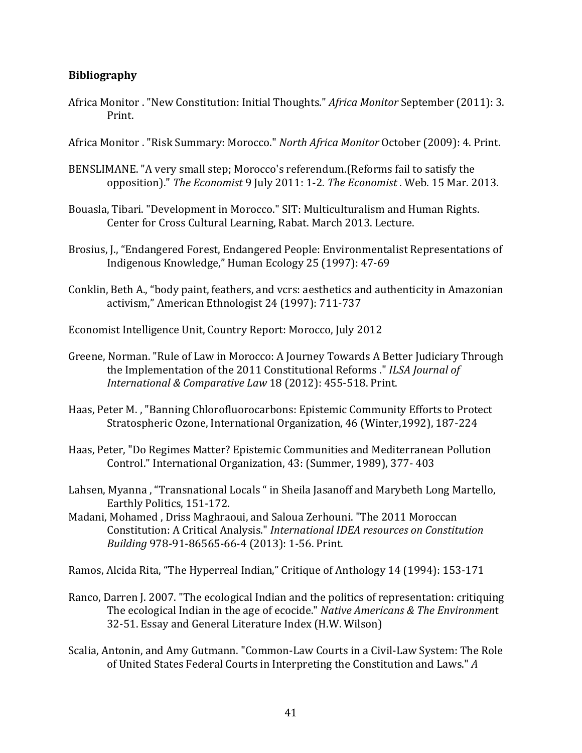**Bibliography**

Africa Monitor . "New Constitution: Initial Thoughts." *Africa Monitor* September (2011): 3. Print.

Africa Monitor . "Risk Summary: Morocco." *North Africa Monitor* October (2009): 4. Print.

BENSLIMANE. "A very small step; Morocco's referendum.(Reforms fail to satisfy the opposition)." *The Economist* 9 July 2011: 1-2. *The Economist* . Web. 15 Mar. 2013.

Bouasla, Tibari. "Development in Morocco." SIT: Multiculturalism and Human Rights. Center for Cross Cultural Learning, Rabat. March 2013. Lecture.

Brosius, J., "Endangered Forest, Endangered People: Environmentalist Representations of Indigenous Knowledge," Human Ecology 25 (1997): 47-69

Conklin, Beth A., "body paint, feathers, and vcrs: aesthetics and authenticity in Amazonian activism," American Ethnologist 24 (1997): 711-737

Economist Intelligence Unit, Country Report: Morocco, July 2012

Greene, Norman. "Rule of Law in Morocco: A Journey Towards A Better Judiciary Through the Implementation of the 2011 Constitutional Reforms ." *ILSA Journal of International & Comparative Law* 18 (2012): 455-518. Print.

Haas, Peter M. , "Banning Chlorofluorocarbons: Epistemic Community Efforts to Protect Stratospheric Ozone, International Organization, 46 (Winter,1992), 187-224

Haas, Peter, "Do Regimes Matter? Epistemic Communities and Mediterranean Pollution Control." International Organization, 43: (Summer, 1989), 377- 403

Lahsen, Myanna , "Transnational Locals " in Sheila Jasanoff and Marybeth Long Martello, Earthly Politics, 151-172.

Madani, Mohamed , Driss Maghraoui, and Saloua Zerhouni. "The 2011 Moroccan Constitution: A Critical Analysis." *International IDEA resources on Constitution Building* 978-91-86565-66-4 (2013): 1-56. Print.

Ramos, Alcida Rita, "The Hyperreal Indian," Critique of Anthology 14 (1994): 153-171

Ranco, Darren J. 2007. "The ecological Indian and the politics of representation: critiquing The ecological Indian in the age of ecocide." *Native Americans & The Environment* 32-51. Essay and General Literature Index (H.W. Wilson)

Scalia, Antonin, and Amy Gutmann. "Common-Law Courts in a Civil-Law System: The Role of United States Federal Courts in Interpreting the Constitution and Laws." *A*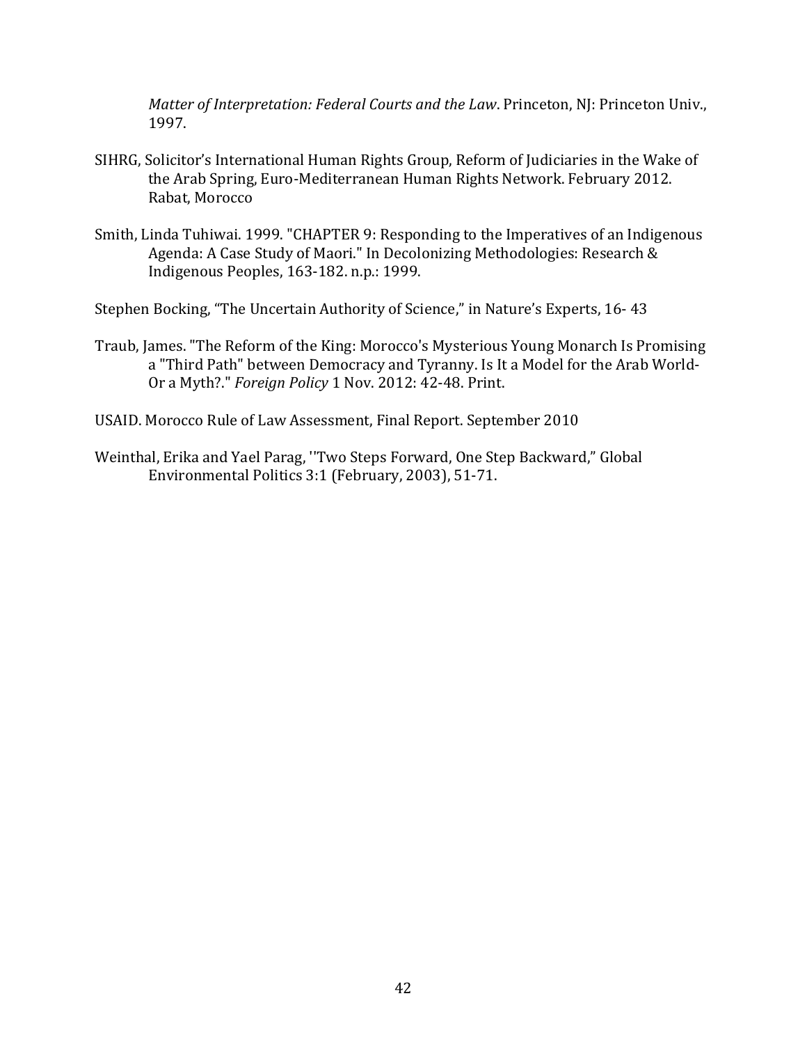*Matter of Interpretation: Federal Courts and the Law*. Princeton, NJ: Princeton Univ., 1997.

SIHRG, Solicitor's International Human Rights Group, Reform of Judiciaries in the Wake of the Arab Spring, Euro-Mediterranean Human Rights Network. February 2012. Rabat, Morocco

Smith, Linda Tuhiwai. 1999. "CHAPTER 9: Responding to the Imperatives of an Indigenous Agenda: A Case Study of Maori." In Decolonizing Methodologies: Research & Indigenous Peoples, 163-182. n.p.: 1999.

Stephen Bocking, "The Uncertain Authority of Science," in Nature's Experts, 16- 43

Traub, James. "The Reform of the King: Morocco's Mysterious Young Monarch Is Promising a "Third Path" between Democracy and Tyranny. Is It a Model for the Arab World-Or a Myth?." *Foreign Policy* 1 Nov. 2012: 42-48. Print.

USAID. Morocco Rule of Law Assessment, Final Report. September 2010

Weinthal, Erika and Yael Parag, ''Two Steps Forward, One Step Backward," Global Environmental Politics 3:1 (February, 2003), 51-71.